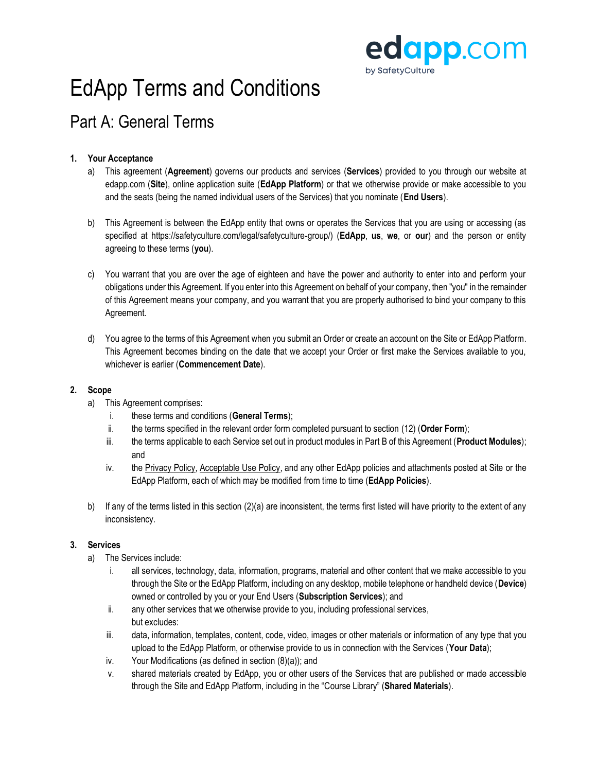# EdApp Terms and Conditions

## Part A: General Terms

**1. Your Acceptance**

a) This agreement (**Agreement**) governs our products and services (**Services**) provided to you through our website at edapp.com (**Site**), online application suite (**EdApp Platform**) or that we otherwise provide or make accessible to you and the seats (being the named individual users of the Services) that you nominate (**End Users**).

b) This Agreement is between the EdApp entity that owns or operates the Services that you are using or accessing (as specified at https://safetyculture.com/legal/safetyculture-group/) (**EdApp**, **us**, **we**, or **our**) and the person or entity agreeing to these terms (**you**).

c) You warrant that you are over the age of eighteen and have the power and authority to enter into and perform your obligations under this Agreement. If you enter into this Agreement on behalf of your company, then "you" in the remainder of this Agreement means your company, and you warrant that you are properly authorised to bind your company to this Agreement.

d) You agree to the terms of this Agreement when you submit an Order or create an account on the Site or EdApp Platform. This Agreement becomes binding on the date that we accept your Order or first make the Services available to you, whichever is earlier (**Commencement Date**).

**2. Scope**

a) This Agreement comprises:

   i. these terms and conditions (**General Terms**);

   ii. the terms specified in the relevant order form completed pursuant to section (12) (**Order Form**);

   iii. the terms applicable to each Service set out in product modules in Part B of this Agreement (**Product Modules**); and

   iv. the Privacy Policy, Acceptable Use Policy, and any other EdApp policies and attachments posted at Site or the EdApp Platform, each of which may be modified from time to time (**EdApp Policies**).

b) If any of the terms listed in this section (2)(a) are inconsistent, the terms first listed will have priority to the extent of any inconsistency.

**3. Services**

a) The Services include:

   i. all services, technology, data, information, programs, material and other content that we make accessible to you through the Site or the EdApp Platform, including on any desktop, mobile telephone or handheld device (**Device**) owned or controlled by you or your End Users (**Subscription Services**); and

   ii. any other services that we otherwise provide to you, including professional services,

   but excludes:

   iii. data, information, templates, content, code, video, images or other materials or information of any type that you upload to the EdApp Platform, or otherwise provide to us in connection with the Services (**Your Data**);

   iv. Your Modifications (as defined in section (8)(a)); and

   v. shared materials created by EdApp, you or other users of the Services that are published or made accessible through the Site and EdApp Platform, including in the “Course Library” (**Shared Materials**).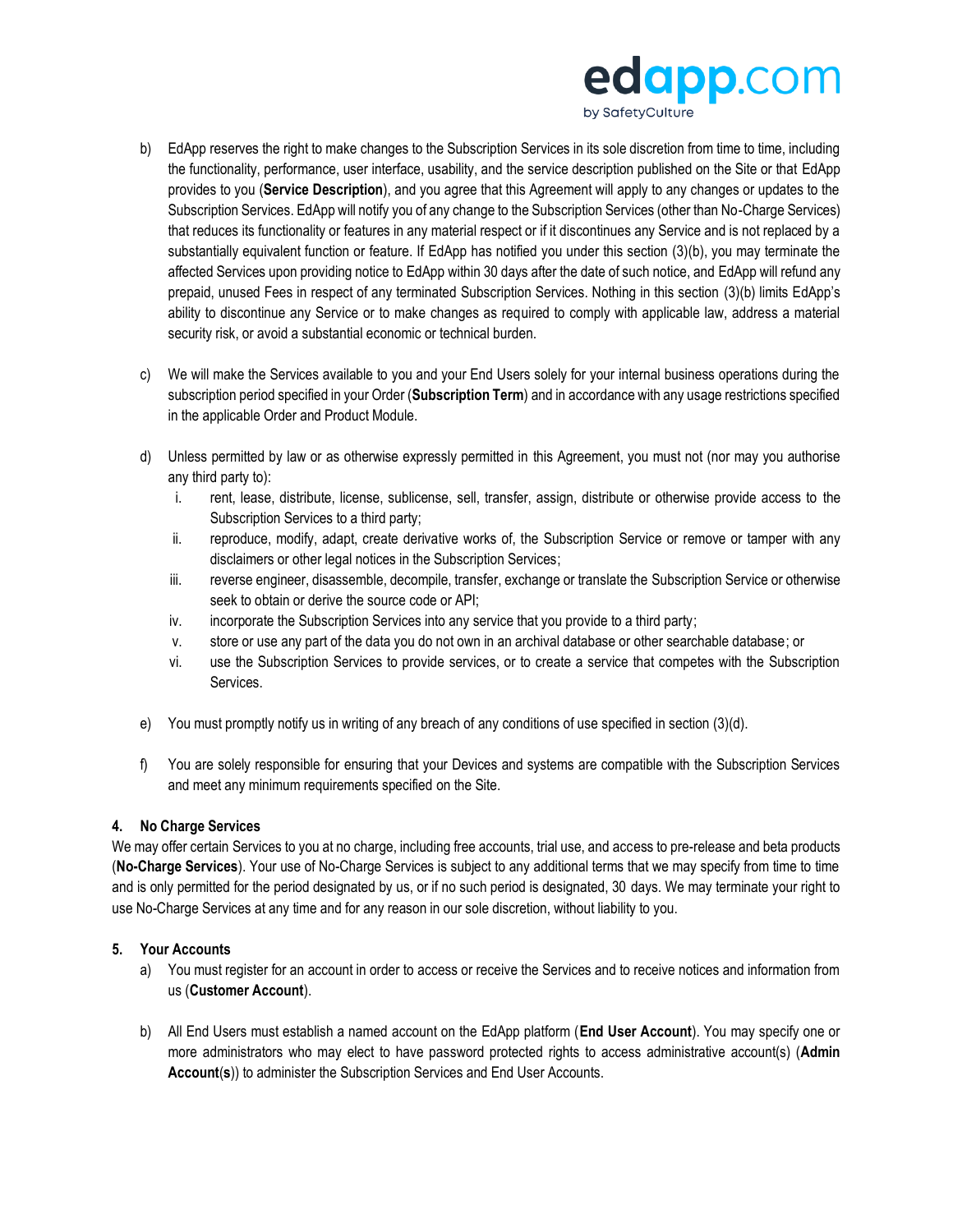b) EdApp reserves the right to make changes to the Subscription Services in its sole discretion from time to time, including the functionality, performance, user interface, usability, and the service description published on the Site or that EdApp provides to you (**Service Description**), and you agree that this Agreement will apply to any changes or updates to the Subscription Services. EdApp will notify you of any change to the Subscription Services (other than No-Charge Services) that reduces its functionality or features in any material respect or if it discontinues any Service and is not replaced by a substantially equivalent function or feature. If EdApp has notified you under this section (3)(b), you may terminate the affected Services upon providing notice to EdApp within 30 days after the date of such notice, and EdApp will refund any prepaid, unused Fees in respect of any terminated Subscription Services. Nothing in this section (3)(b) limits EdApp's ability to discontinue any Service or to make changes as required to comply with applicable law, address a material security risk, or avoid a substantial economic or technical burden.

c) We will make the Services available to you and your End Users solely for your internal business operations during the subscription period specified in your Order (**Subscription Term**) and in accordance with any usage restrictions specified in the applicable Order and Product Module.

d) Unless permitted by law or as otherwise expressly permitted in this Agreement, you must not (nor may you authorise any third party to):
   i. rent, lease, distribute, license, sublicense, sell, transfer, assign, distribute or otherwise provide access to the Subscription Services to a third party;
   ii. reproduce, modify, adapt, create derivative works of, the Subscription Service or remove or tamper with any disclaimers or other legal notices in the Subscription Services;
   iii. reverse engineer, disassemble, decompile, transfer, exchange or translate the Subscription Service or otherwise seek to obtain or derive the source code or API;
   iv. incorporate the Subscription Services into any service that you provide to a third party;
   v. store or use any part of the data you do not own in an archival database or other searchable database; or
   vi. use the Subscription Services to provide services, or to create a service that competes with the Subscription Services.

e) You must promptly notify us in writing of any breach of any conditions of use specified in section (3)(d).

f) You are solely responsible for ensuring that your Devices and systems are compatible with the Subscription Services and meet any minimum requirements specified on the Site.

## 4. No Charge Services

We may offer certain Services to you at no charge, including free accounts, trial use, and access to pre-release and beta products (**No-Charge Services**). Your use of No-Charge Services is subject to any additional terms that we may specify from time to time and is only permitted for the period designated by us, or if no such period is designated, 30 days. We may terminate your right to use No-Charge Services at any time and for any reason in our sole discretion, without liability to you.

## 5. Your Accounts

a) You must register for an account in order to access or receive the Services and to receive notices and information from us (**Customer Account**).

b) All End Users must establish a named account on the EdApp platform (**End User Account**). You may specify one or more administrators who may elect to have password protected rights to access administrative account(s) (**Admin Account**(**s**)) to administer the Subscription Services and End User Accounts.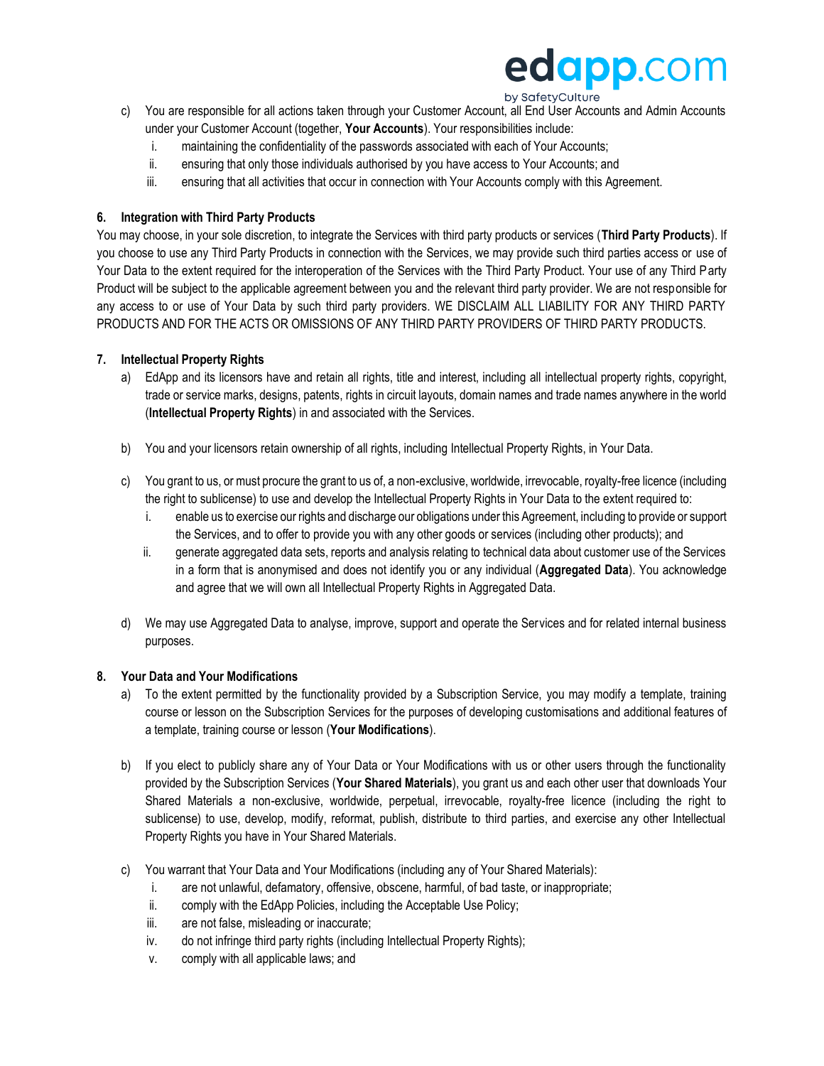c) You are responsible for all actions taken through your Customer Account, all End User Accounts and Admin Accounts under your Customer Account (together, **Your Accounts**). Your responsibilities include:
   i. maintaining the confidentiality of the passwords associated with each of Your Accounts;
   ii. ensuring that only those individuals authorised by you have access to Your Accounts; and
   iii. ensuring that all activities that occur in connection with Your Accounts comply with this Agreement.

**6. Integration with Third Party Products**

You may choose, in your sole discretion, to integrate the Services with third party products or services (**Third Party Products**). If you choose to use any Third Party Products in connection with the Services, we may provide such third parties access or use of Your Data to the extent required for the interoperation of the Services with the Third Party Product. Your use of any Third Party Product will be subject to the applicable agreement between you and the relevant third party provider. We are not responsible for any access to or use of Your Data by such third party providers. WE DISCLAIM ALL LIABILITY FOR ANY THIRD PARTY PRODUCTS AND FOR THE ACTS OR OMISSIONS OF ANY THIRD PARTY PROVIDERS OF THIRD PARTY PRODUCTS.

**7. Intellectual Property Rights**

a) EdApp and its licensors have and retain all rights, title and interest, including all intellectual property rights, copyright, trade or service marks, designs, patents, rights in circuit layouts, domain names and trade names anywhere in the world (**Intellectual Property Rights**) in and associated with the Services.

b) You and your licensors retain ownership of all rights, including Intellectual Property Rights, in Your Data.

c) You grant to us, or must procure the grant to us of, a non-exclusive, worldwide, irrevocable, royalty-free licence (including the right to sublicense) to use and develop the Intellectual Property Rights in Your Data to the extent required to:
   i. enable us to exercise our rights and discharge our obligations under this Agreement, including to provide or support the Services, and to offer to provide you with any other goods or services (including other products); and
   ii. generate aggregated data sets, reports and analysis relating to technical data about customer use of the Services in a form that is anonymised and does not identify you or any individual (**Aggregated Data**). You acknowledge and agree that we will own all Intellectual Property Rights in Aggregated Data.

d) We may use Aggregated Data to analyse, improve, support and operate the Services and for related internal business purposes.

**8. Your Data and Your Modifications**

a) To the extent permitted by the functionality provided by a Subscription Service, you may modify a template, training course or lesson on the Subscription Services for the purposes of developing customisations and additional features of a template, training course or lesson (**Your Modifications**).

b) If you elect to publicly share any of Your Data or Your Modifications with us or other users through the functionality provided by the Subscription Services (**Your Shared Materials**), you grant us and each other user that downloads Your Shared Materials a non-exclusive, worldwide, perpetual, irrevocable, royalty-free licence (including the right to sublicense) to use, develop, modify, reformat, publish, distribute to third parties, and exercise any other Intellectual Property Rights you have in Your Shared Materials.

c) You warrant that Your Data and Your Modifications (including any of Your Shared Materials):
   i. are not unlawful, defamatory, offensive, obscene, harmful, of bad taste, or inappropriate;
   ii. comply with the EdApp Policies, including the Acceptable Use Policy;
   iii. are not false, misleading or inaccurate;
   iv. do not infringe third party rights (including Intellectual Property Rights);
   v. comply with all applicable laws; and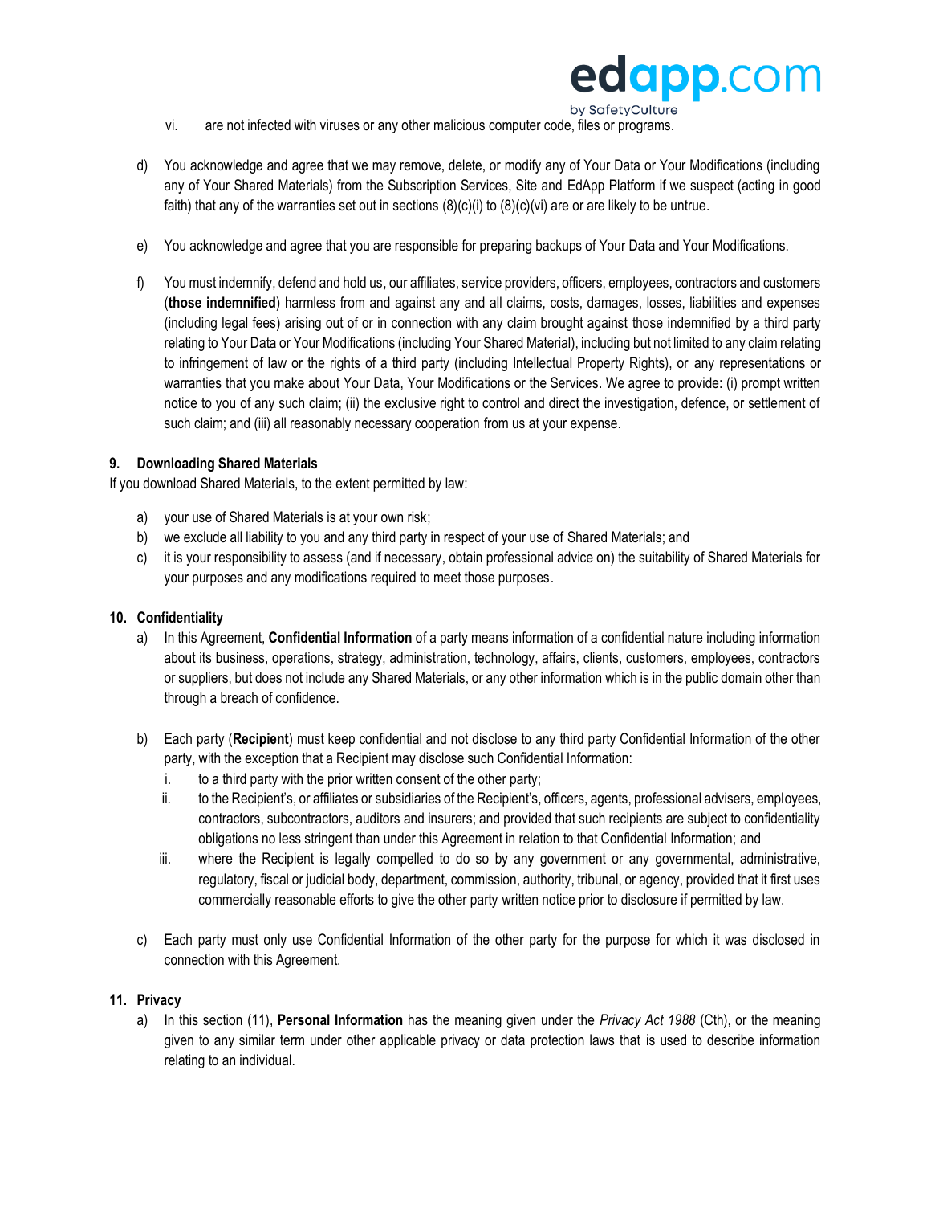vi. are not infected with viruses or any other malicious computer code, files or programs.

d) You acknowledge and agree that we may remove, delete, or modify any of Your Data or Your Modifications (including any of Your Shared Materials) from the Subscription Services, Site and EdApp Platform if we suspect (acting in good faith) that any of the warranties set out in sections (8)(c)(i) to (8)(c)(vi) are or are likely to be untrue.

e) You acknowledge and agree that you are responsible for preparing backups of Your Data and Your Modifications.

f) You must indemnify, defend and hold us, our affiliates, service providers, officers, employees, contractors and customers (**those indemnified**) harmless from and against any and all claims, costs, damages, losses, liabilities and expenses (including legal fees) arising out of or in connection with any claim brought against those indemnified by a third party relating to Your Data or Your Modifications (including Your Shared Material), including but not limited to any claim relating to infringement of law or the rights of a third party (including Intellectual Property Rights), or any representations or warranties that you make about Your Data, Your Modifications or the Services. We agree to provide: (i) prompt written notice to you of any such claim; (ii) the exclusive right to control and direct the investigation, defence, or settlement of such claim; and (iii) all reasonably necessary cooperation from us at your expense.

### 9. Downloading Shared Materials

If you download Shared Materials, to the extent permitted by law:

a) your use of Shared Materials is at your own risk;
b) we exclude all liability to you and any third party in respect of your use of Shared Materials; and
c) it is your responsibility to assess (and if necessary, obtain professional advice on) the suitability of Shared Materials for your purposes and any modifications required to meet those purposes.

### 10. Confidentiality

a) In this Agreement, **Confidential Information** of a party means information of a confidential nature including information about its business, operations, strategy, administration, technology, affairs, clients, customers, employees, contractors or suppliers, but does not include any Shared Materials, or any other information which is in the public domain other than through a breach of confidence.

b) Each party (**Recipient**) must keep confidential and not disclose to any third party Confidential Information of the other party, with the exception that a Recipient may disclose such Confidential Information:
   i. to a third party with the prior written consent of the other party;
   ii. to the Recipient's, or affiliates or subsidiaries of the Recipient's, officers, agents, professional advisers, employees, contractors, subcontractors, auditors and insurers; and provided that such recipients are subject to confidentiality obligations no less stringent than under this Agreement in relation to that Confidential Information; and
   iii. where the Recipient is legally compelled to do so by any government or any governmental, administrative, regulatory, fiscal or judicial body, department, commission, authority, tribunal, or agency, provided that it first uses commercially reasonable efforts to give the other party written notice prior to disclosure if permitted by law.

c) Each party must only use Confidential Information of the other party for the purpose for which it was disclosed in connection with this Agreement.

### 11. Privacy

a) In this section (11), **Personal Information** has the meaning given under the *Privacy Act 1988* (Cth), or the meaning given to any similar term under other applicable privacy or data protection laws that is used to describe information relating to an individual.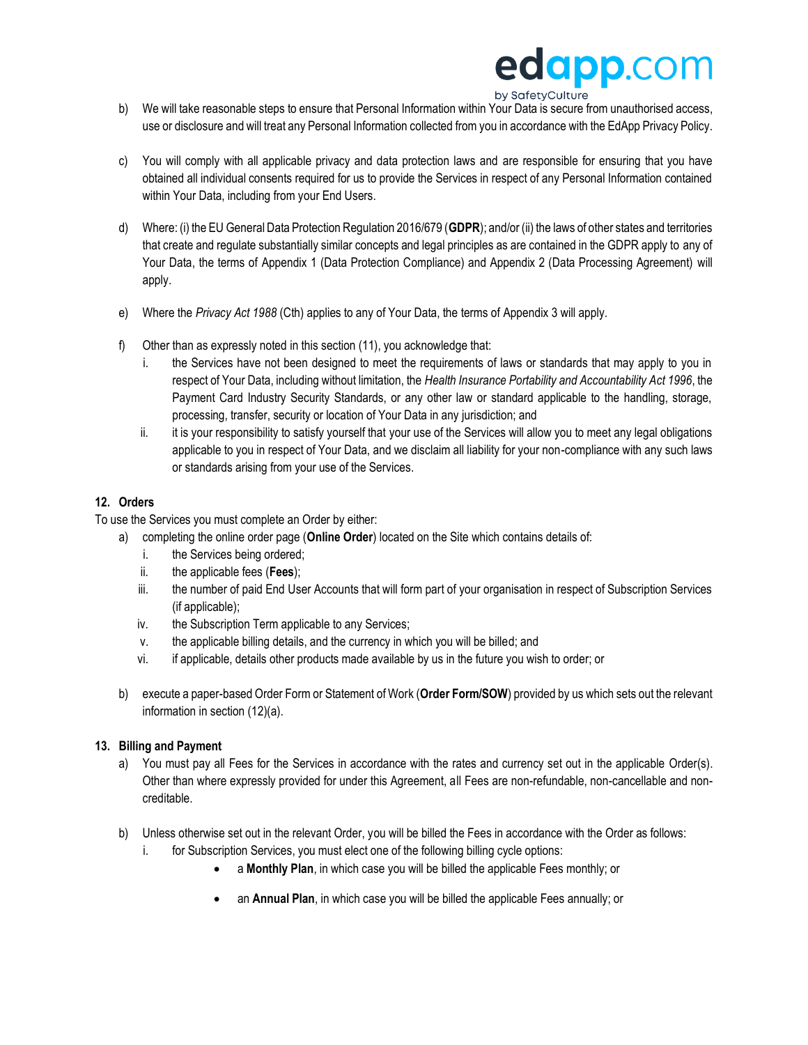b) We will take reasonable steps to ensure that Personal Information within Your Data is secure from unauthorised access, use or disclosure and will treat any Personal Information collected from you in accordance with the EdApp Privacy Policy.

c) You will comply with all applicable privacy and data protection laws and are responsible for ensuring that you have obtained all individual consents required for us to provide the Services in respect of any Personal Information contained within Your Data, including from your End Users.

d) Where: (i) the EU General Data Protection Regulation 2016/679 (**GDPR**); and/or (ii) the laws of other states and territories that create and regulate substantially similar concepts and legal principles as are contained in the GDPR apply to any of Your Data, the terms of Appendix 1 (Data Protection Compliance) and Appendix 2 (Data Processing Agreement) will apply.

e) Where the *Privacy Act 1988* (Cth) applies to any of Your Data, the terms of Appendix 3 will apply.

f) Other than as expressly noted in this section (11), you acknowledge that:
   i. the Services have not been designed to meet the requirements of laws or standards that may apply to you in respect of Your Data, including without limitation, the *Health Insurance Portability and Accountability Act 1996*, the Payment Card Industry Security Standards, or any other law or standard applicable to the handling, storage, processing, transfer, security or location of Your Data in any jurisdiction; and
   ii. it is your responsibility to satisfy yourself that your use of the Services will allow you to meet any legal obligations applicable to you in respect of Your Data, and we disclaim all liability for your non-compliance with any such laws or standards arising from your use of the Services.

### 12. Orders

To use the Services you must complete an Order by either:

a) completing the online order page (**Online Order**) located on the Site which contains details of:
   i. the Services being ordered;
   ii. the applicable fees (**Fees**);
   iii. the number of paid End User Accounts that will form part of your organisation in respect of Subscription Services (if applicable);
   iv. the Subscription Term applicable to any Services;
   v. the applicable billing details, and the currency in which you will be billed; and
   vi. if applicable, details other products made available by us in the future you wish to order; or

b) execute a paper-based Order Form or Statement of Work (**Order Form/SOW**) provided by us which sets out the relevant information in section (12)(a).

### 13. Billing and Payment

a) You must pay all Fees for the Services in accordance with the rates and currency set out in the applicable Order(s). Other than where expressly provided for under this Agreement, all Fees are non-refundable, non-cancellable and non-creditable.

b) Unless otherwise set out in the relevant Order, you will be billed the Fees in accordance with the Order as follows:
   i. for Subscription Services, you must elect one of the following billing cycle options:
      - a **Monthly Plan**, in which case you will be billed the applicable Fees monthly; or
      - an **Annual Plan**, in which case you will be billed the applicable Fees annually; or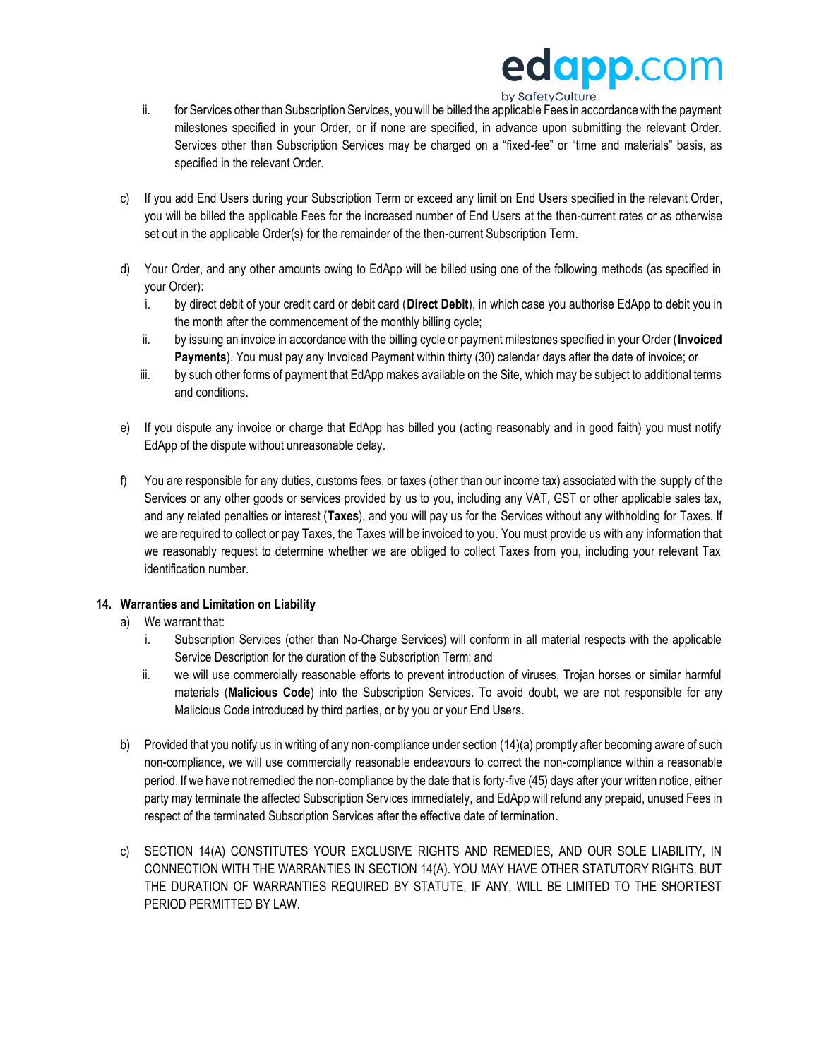ii. for Services other than Subscription Services, you will be billed the applicable Fees in accordance with the payment milestones specified in your Order, or if none are specified, in advance upon submitting the relevant Order. Services other than Subscription Services may be charged on a "fixed-fee" or "time and materials" basis, as specified in the relevant Order.

c) If you add End Users during your Subscription Term or exceed any limit on End Users specified in the relevant Order, you will be billed the applicable Fees for the increased number of End Users at the then-current rates or as otherwise set out in the applicable Order(s) for the remainder of the then-current Subscription Term.

d) Your Order, and any other amounts owing to EdApp will be billed using one of the following methods (as specified in your Order):
   i. by direct debit of your credit card or debit card (**Direct Debit**), in which case you authorise EdApp to debit you in the month after the commencement of the monthly billing cycle;
   ii. by issuing an invoice in accordance with the billing cycle or payment milestones specified in your Order (**Invoiced Payments**). You must pay any Invoiced Payment within thirty (30) calendar days after the date of invoice; or
   iii. by such other forms of payment that EdApp makes available on the Site, which may be subject to additional terms and conditions.

e) If you dispute any invoice or charge that EdApp has billed you (acting reasonably and in good faith) you must notify EdApp of the dispute without unreasonable delay.

f) You are responsible for any duties, customs fees, or taxes (other than our income tax) associated with the supply of the Services or any other goods or services provided by us to you, including any VAT, GST or other applicable sales tax, and any related penalties or interest (**Taxes**), and you will pay us for the Services without any withholding for Taxes. If we are required to collect or pay Taxes, the Taxes will be invoiced to you. You must provide us with any information that we reasonably request to determine whether we are obliged to collect Taxes from you, including your relevant Tax identification number.

**14. Warranties and Limitation on Liability**

a) We warrant that:
   i. Subscription Services (other than No-Charge Services) will conform in all material respects with the applicable Service Description for the duration of the Subscription Term; and
   ii. we will use commercially reasonable efforts to prevent introduction of viruses, Trojan horses or similar harmful materials (**Malicious Code**) into the Subscription Services. To avoid doubt, we are not responsible for any Malicious Code introduced by third parties, or by you or your End Users.

b) Provided that you notify us in writing of any non-compliance under section (14)(a) promptly after becoming aware of such non-compliance, we will use commercially reasonable endeavours to correct the non-compliance within a reasonable period. If we have not remedied the non-compliance by the date that is forty-five (45) days after your written notice, either party may terminate the affected Subscription Services immediately, and EdApp will refund any prepaid, unused Fees in respect of the terminated Subscription Services after the effective date of termination.

c) SECTION 14(A) CONSTITUTES YOUR EXCLUSIVE RIGHTS AND REMEDIES, AND OUR SOLE LIABILITY, IN CONNECTION WITH THE WARRANTIES IN SECTION 14(A). YOU MAY HAVE OTHER STATUTORY RIGHTS, BUT THE DURATION OF WARRANTIES REQUIRED BY STATUTE, IF ANY, WILL BE LIMITED TO THE SHORTEST PERIOD PERMITTED BY LAW.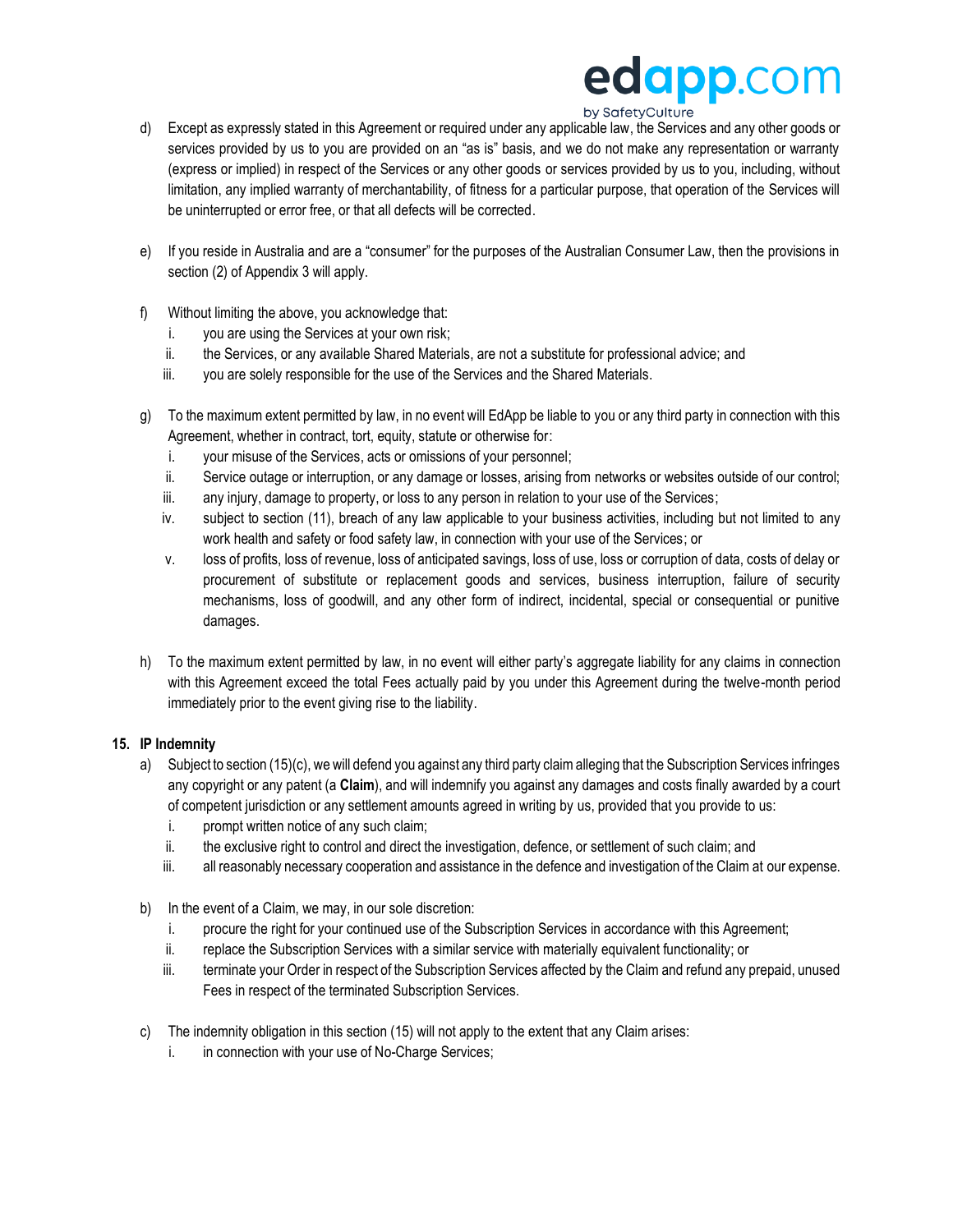d) Except as expressly stated in this Agreement or required under any applicable law, the Services and any other goods or services provided by us to you are provided on an "as is" basis, and we do not make any representation or warranty (express or implied) in respect of the Services or any other goods or services provided by us to you, including, without limitation, any implied warranty of merchantability, of fitness for a particular purpose, that operation of the Services will be uninterrupted or error free, or that all defects will be corrected.

e) If you reside in Australia and are a "consumer" for the purposes of the Australian Consumer Law, then the provisions in section (2) of Appendix 3 will apply.

f) Without limiting the above, you acknowledge that:
   i. you are using the Services at your own risk;
   ii. the Services, or any available Shared Materials, are not a substitute for professional advice; and
   iii. you are solely responsible for the use of the Services and the Shared Materials.

g) To the maximum extent permitted by law, in no event will EdApp be liable to you or any third party in connection with this Agreement, whether in contract, tort, equity, statute or otherwise for:
   i. your misuse of the Services, acts or omissions of your personnel;
   ii. Service outage or interruption, or any damage or losses, arising from networks or websites outside of our control;
   iii. any injury, damage to property, or loss to any person in relation to your use of the Services;
   iv. subject to section (11), breach of any law applicable to your business activities, including but not limited to any work health and safety or food safety law, in connection with your use of the Services; or
   v. loss of profits, loss of revenue, loss of anticipated savings, loss of use, loss or corruption of data, costs of delay or procurement of substitute or replacement goods and services, business interruption, failure of security mechanisms, loss of goodwill, and any other form of indirect, incidental, special or consequential or punitive damages.

h) To the maximum extent permitted by law, in no event will either party's aggregate liability for any claims in connection with this Agreement exceed the total Fees actually paid by you under this Agreement during the twelve-month period immediately prior to the event giving rise to the liability.

**15. IP Indemnity**

a) Subject to section (15)(c), we will defend you against any third party claim alleging that the Subscription Services infringes any copyright or any patent (a **Claim**), and will indemnify you against any damages and costs finally awarded by a court of competent jurisdiction or any settlement amounts agreed in writing by us, provided that you provide to us:
   i. prompt written notice of any such claim;
   ii. the exclusive right to control and direct the investigation, defence, or settlement of such claim; and
   iii. all reasonably necessary cooperation and assistance in the defence and investigation of the Claim at our expense.

b) In the event of a Claim, we may, in our sole discretion:
   i. procure the right for your continued use of the Subscription Services in accordance with this Agreement;
   ii. replace the Subscription Services with a similar service with materially equivalent functionality; or
   iii. terminate your Order in respect of the Subscription Services affected by the Claim and refund any prepaid, unused Fees in respect of the terminated Subscription Services.

c) The indemnity obligation in this section (15) will not apply to the extent that any Claim arises:
   i. in connection with your use of No-Charge Services;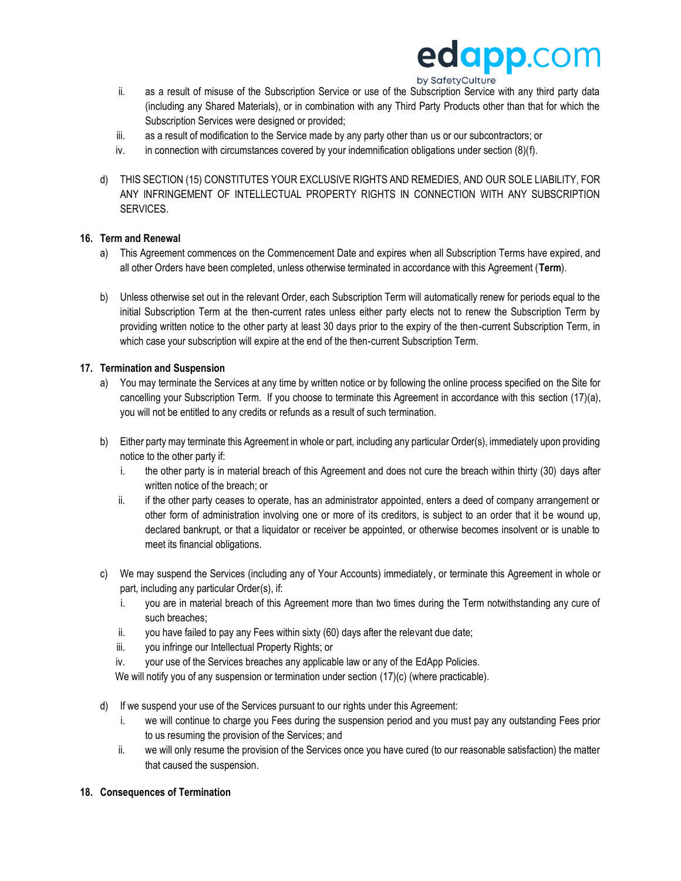ii. as a result of misuse of the Subscription Service or use of the Subscription Service with any third party data (including any Shared Materials), or in combination with any Third Party Products other than that for which the Subscription Services were designed or provided;

iii. as a result of modification to the Service made by any party other than us or our subcontractors; or

iv. in connection with circumstances covered by your indemnification obligations under section (8)(f).

d) THIS SECTION (15) CONSTITUTES YOUR EXCLUSIVE RIGHTS AND REMEDIES, AND OUR SOLE LIABILITY, FOR ANY INFRINGEMENT OF INTELLECTUAL PROPERTY RIGHTS IN CONNECTION WITH ANY SUBSCRIPTION SERVICES.

## 16. Term and Renewal

a) This Agreement commences on the Commencement Date and expires when all Subscription Terms have expired, and all other Orders have been completed, unless otherwise terminated in accordance with this Agreement (**Term**).

b) Unless otherwise set out in the relevant Order, each Subscription Term will automatically renew for periods equal to the initial Subscription Term at the then-current rates unless either party elects not to renew the Subscription Term by providing written notice to the other party at least 30 days prior to the expiry of the then-current Subscription Term, in which case your subscription will expire at the end of the then-current Subscription Term.

## 17. Termination and Suspension

a) You may terminate the Services at any time by written notice or by following the online process specified on the Site for cancelling your Subscription Term. If you choose to terminate this Agreement in accordance with this section (17)(a), you will not be entitled to any credits or refunds as a result of such termination.

b) Either party may terminate this Agreement in whole or part, including any particular Order(s), immediately upon providing notice to the other party if:

i. the other party is in material breach of this Agreement and does not cure the breach within thirty (30) days after written notice of the breach; or

ii. if the other party ceases to operate, has an administrator appointed, enters a deed of company arrangement or other form of administration involving one or more of its creditors, is subject to an order that it be wound up, declared bankrupt, or that a liquidator or receiver be appointed, or otherwise becomes insolvent or is unable to meet its financial obligations.

c) We may suspend the Services (including any of Your Accounts) immediately, or terminate this Agreement in whole or part, including any particular Order(s), if:

i. you are in material breach of this Agreement more than two times during the Term notwithstanding any cure of such breaches;

ii. you have failed to pay any Fees within sixty (60) days after the relevant due date;

iii. you infringe our Intellectual Property Rights; or

iv. your use of the Services breaches any applicable law or any of the EdApp Policies.

We will notify you of any suspension or termination under section (17)(c) (where practicable).

d) If we suspend your use of the Services pursuant to our rights under this Agreement:

i. we will continue to charge you Fees during the suspension period and you must pay any outstanding Fees prior to us resuming the provision of the Services; and

ii. we will only resume the provision of the Services once you have cured (to our reasonable satisfaction) the matter that caused the suspension.

## 18. Consequences of Termination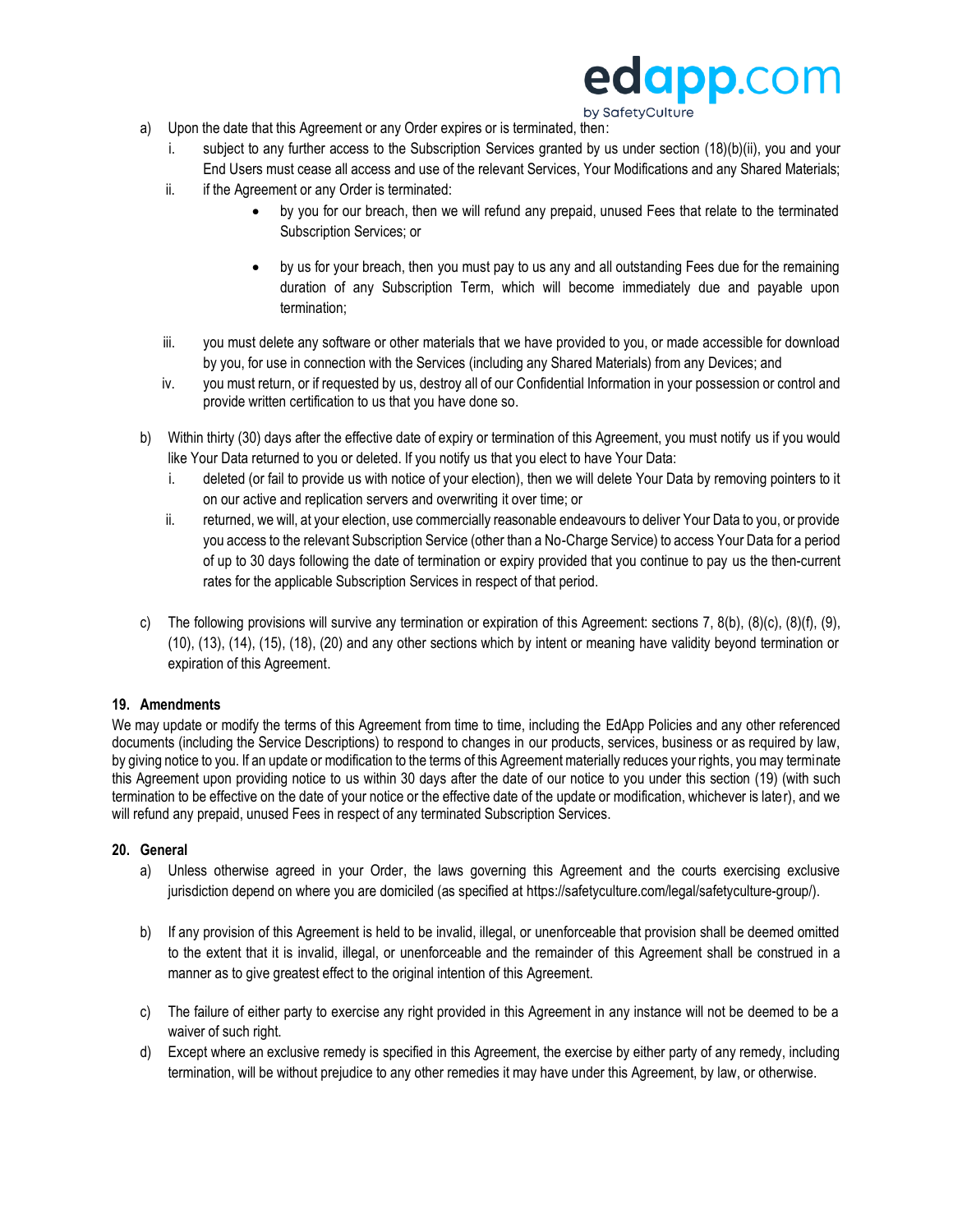a) Upon the date that this Agreement or any Order expires or is terminated, then:
   i. subject to any further access to the Subscription Services granted by us under section (18)(b)(ii), you and your End Users must cease all access and use of the relevant Services, Your Modifications and any Shared Materials;
   ii. if the Agreement or any Order is terminated:
      - by you for our breach, then we will refund any prepaid, unused Fees that relate to the terminated Subscription Services; or
      - by us for your breach, then you must pay to us any and all outstanding Fees due for the remaining duration of any Subscription Term, which will become immediately due and payable upon termination;
   iii. you must delete any software or other materials that we have provided to you, or made accessible for download by you, for use in connection with the Services (including any Shared Materials) from any Devices; and
   iv. you must return, or if requested by us, destroy all of our Confidential Information in your possession or control and provide written certification to us that you have done so.

b) Within thirty (30) days after the effective date of expiry or termination of this Agreement, you must notify us if you would like Your Data returned to you or deleted. If you notify us that you elect to have Your Data:
   i. deleted (or fail to provide us with notice of your election), then we will delete Your Data by removing pointers to it on our active and replication servers and overwriting it over time; or
   ii. returned, we will, at your election, use commercially reasonable endeavours to deliver Your Data to you, or provide you access to the relevant Subscription Service (other than a No-Charge Service) to access Your Data for a period of up to 30 days following the date of termination or expiry provided that you continue to pay us the then-current rates for the applicable Subscription Services in respect of that period.

c) The following provisions will survive any termination or expiration of this Agreement: sections 7, 8(b), (8)(c), (8)(f), (9), (10), (13), (14), (15), (18), (20) and any other sections which by intent or meaning have validity beyond termination or expiration of this Agreement.

## 19. Amendments

We may update or modify the terms of this Agreement from time to time, including the EdApp Policies and any other referenced documents (including the Service Descriptions) to respond to changes in our products, services, business or as required by law, by giving notice to you. If an update or modification to the terms of this Agreement materially reduces your rights, you may terminate this Agreement upon providing notice to us within 30 days after the date of our notice to you under this section (19) (with such termination to be effective on the date of your notice or the effective date of the update or modification, whichever is later), and we will refund any prepaid, unused Fees in respect of any terminated Subscription Services.

## 20. General

a) Unless otherwise agreed in your Order, the laws governing this Agreement and the courts exercising exclusive jurisdiction depend on where you are domiciled (as specified at https://safetyculture.com/legal/safetyculture-group/).

b) If any provision of this Agreement is held to be invalid, illegal, or unenforceable that provision shall be deemed omitted to the extent that it is invalid, illegal, or unenforceable and the remainder of this Agreement shall be construed in a manner as to give greatest effect to the original intention of this Agreement.

c) The failure of either party to exercise any right provided in this Agreement in any instance will not be deemed to be a waiver of such right.

d) Except where an exclusive remedy is specified in this Agreement, the exercise by either party of any remedy, including termination, will be without prejudice to any other remedies it may have under this Agreement, by law, or otherwise.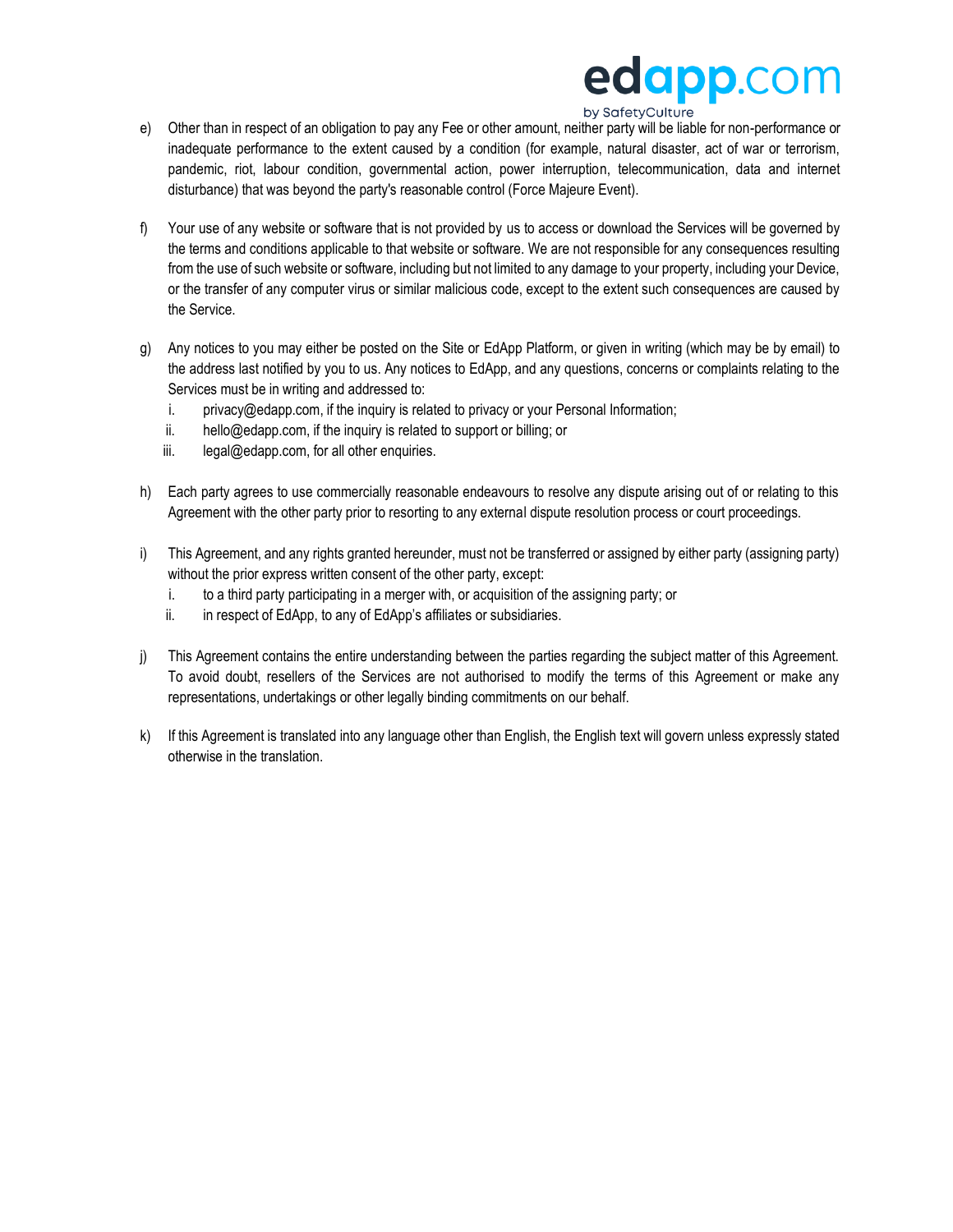e) Other than in respect of an obligation to pay any Fee or other amount, neither party will be liable for non-performance or inadequate performance to the extent caused by a condition (for example, natural disaster, act of war or terrorism, pandemic, riot, labour condition, governmental action, power interruption, telecommunication, data and internet disturbance) that was beyond the party's reasonable control (Force Majeure Event).

f) Your use of any website or software that is not provided by us to access or download the Services will be governed by the terms and conditions applicable to that website or software. We are not responsible for any consequences resulting from the use of such website or software, including but not limited to any damage to your property, including your Device, or the transfer of any computer virus or similar malicious code, except to the extent such consequences are caused by the Service.

g) Any notices to you may either be posted on the Site or EdApp Platform, or given in writing (which may be by email) to the address last notified by you to us. Any notices to EdApp, and any questions, concerns or complaints relating to the Services must be in writing and addressed to:
   i. privacy@edapp.com, if the inquiry is related to privacy or your Personal Information;
   ii. hello@edapp.com, if the inquiry is related to support or billing; or
   iii. legal@edapp.com, for all other enquiries.

h) Each party agrees to use commercially reasonable endeavours to resolve any dispute arising out of or relating to this Agreement with the other party prior to resorting to any external dispute resolution process or court proceedings.

i) This Agreement, and any rights granted hereunder, must not be transferred or assigned by either party (assigning party) without the prior express written consent of the other party, except:
   i. to a third party participating in a merger with, or acquisition of the assigning party; or
   ii. in respect of EdApp, to any of EdApp's affiliates or subsidiaries.

j) This Agreement contains the entire understanding between the parties regarding the subject matter of this Agreement. To avoid doubt, resellers of the Services are not authorised to modify the terms of this Agreement or make any representations, undertakings or other legally binding commitments on our behalf.

k) If this Agreement is translated into any language other than English, the English text will govern unless expressly stated otherwise in the translation.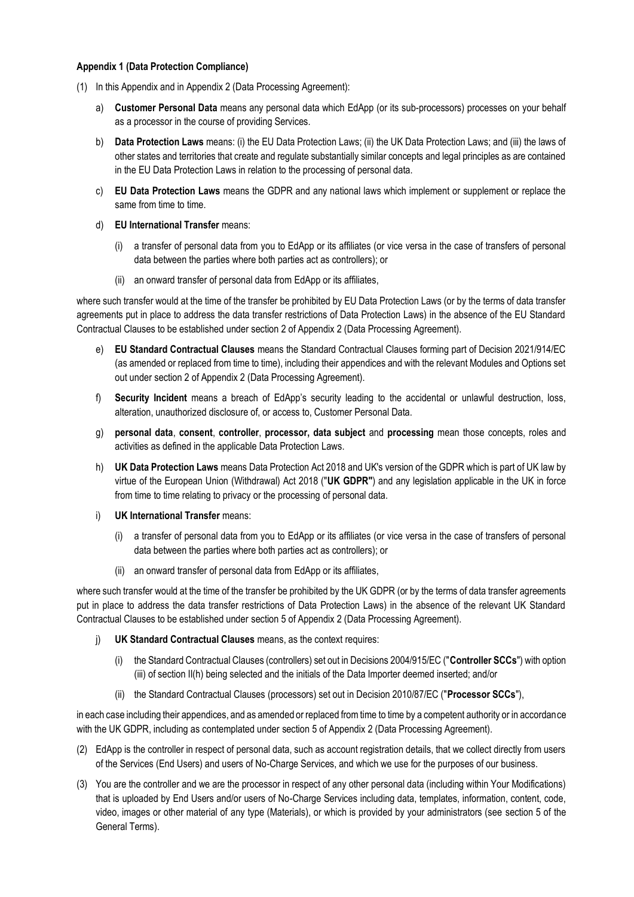**Appendix 1 (Data Protection Compliance)**

(1) In this Appendix and in Appendix 2 (Data Processing Agreement):

a) **Customer Personal Data** means any personal data which EdApp (or its sub-processors) processes on your behalf as a processor in the course of providing Services.

b) **Data Protection Laws** means: (i) the EU Data Protection Laws; (ii) the UK Data Protection Laws; and (iii) the laws of other states and territories that create and regulate substantially similar concepts and legal principles as are contained in the EU Data Protection Laws in relation to the processing of personal data.

c) **EU Data Protection Laws** means the GDPR and any national laws which implement or supplement or replace the same from time to time.

d) **EU International Transfer** means:

(i) a transfer of personal data from you to EdApp or its affiliates (or vice versa in the case of transfers of personal data between the parties where both parties act as controllers); or

(ii) an onward transfer of personal data from EdApp or its affiliates,

where such transfer would at the time of the transfer be prohibited by EU Data Protection Laws (or by the terms of data transfer agreements put in place to address the data transfer restrictions of Data Protection Laws) in the absence of the EU Standard Contractual Clauses to be established under section 2 of Appendix 2 (Data Processing Agreement).

e) **EU Standard Contractual Clauses** means the Standard Contractual Clauses forming part of Decision 2021/914/EC (as amended or replaced from time to time), including their appendices and with the relevant Modules and Options set out under section 2 of Appendix 2 (Data Processing Agreement).

f) **Security Incident** means a breach of EdApp's security leading to the accidental or unlawful destruction, loss, alteration, unauthorized disclosure of, or access to, Customer Personal Data.

g) **personal data**, **consent**, **controller**, **processor, data subject** and **processing** mean those concepts, roles and activities as defined in the applicable Data Protection Laws.

h) **UK Data Protection Laws** means Data Protection Act 2018 and UK's version of the GDPR which is part of UK law by virtue of the European Union (Withdrawal) Act 2018 ("**UK GDPR"**) and any legislation applicable in the UK in force from time to time relating to privacy or the processing of personal data.

i) **UK International Transfer** means:

(i) a transfer of personal data from you to EdApp or its affiliates (or vice versa in the case of transfers of personal data between the parties where both parties act as controllers); or

(ii) an onward transfer of personal data from EdApp or its affiliates,

where such transfer would at the time of the transfer be prohibited by the UK GDPR (or by the terms of data transfer agreements put in place to address the data transfer restrictions of Data Protection Laws) in the absence of the relevant UK Standard Contractual Clauses to be established under section 5 of Appendix 2 (Data Processing Agreement).

j) **UK Standard Contractual Clauses** means, as the context requires:

(i) the Standard Contractual Clauses (controllers) set out in Decisions 2004/915/EC ("**Controller SCCs**") with option (iii) of section II(h) being selected and the initials of the Data Importer deemed inserted; and/or

(ii) the Standard Contractual Clauses (processors) set out in Decision 2010/87/EC ("**Processor SCCs**"),

in each case including their appendices, and as amended or replaced from time to time by a competent authority or in accordance with the UK GDPR, including as contemplated under section 5 of Appendix 2 (Data Processing Agreement).

(2) EdApp is the controller in respect of personal data, such as account registration details, that we collect directly from users of the Services (End Users) and users of No-Charge Services, and which we use for the purposes of our business.

(3) You are the controller and we are the processor in respect of any other personal data (including within Your Modifications) that is uploaded by End Users and/or users of No-Charge Services including data, templates, information, content, code, video, images or other material of any type (Materials), or which is provided by your administrators (see section 5 of the General Terms).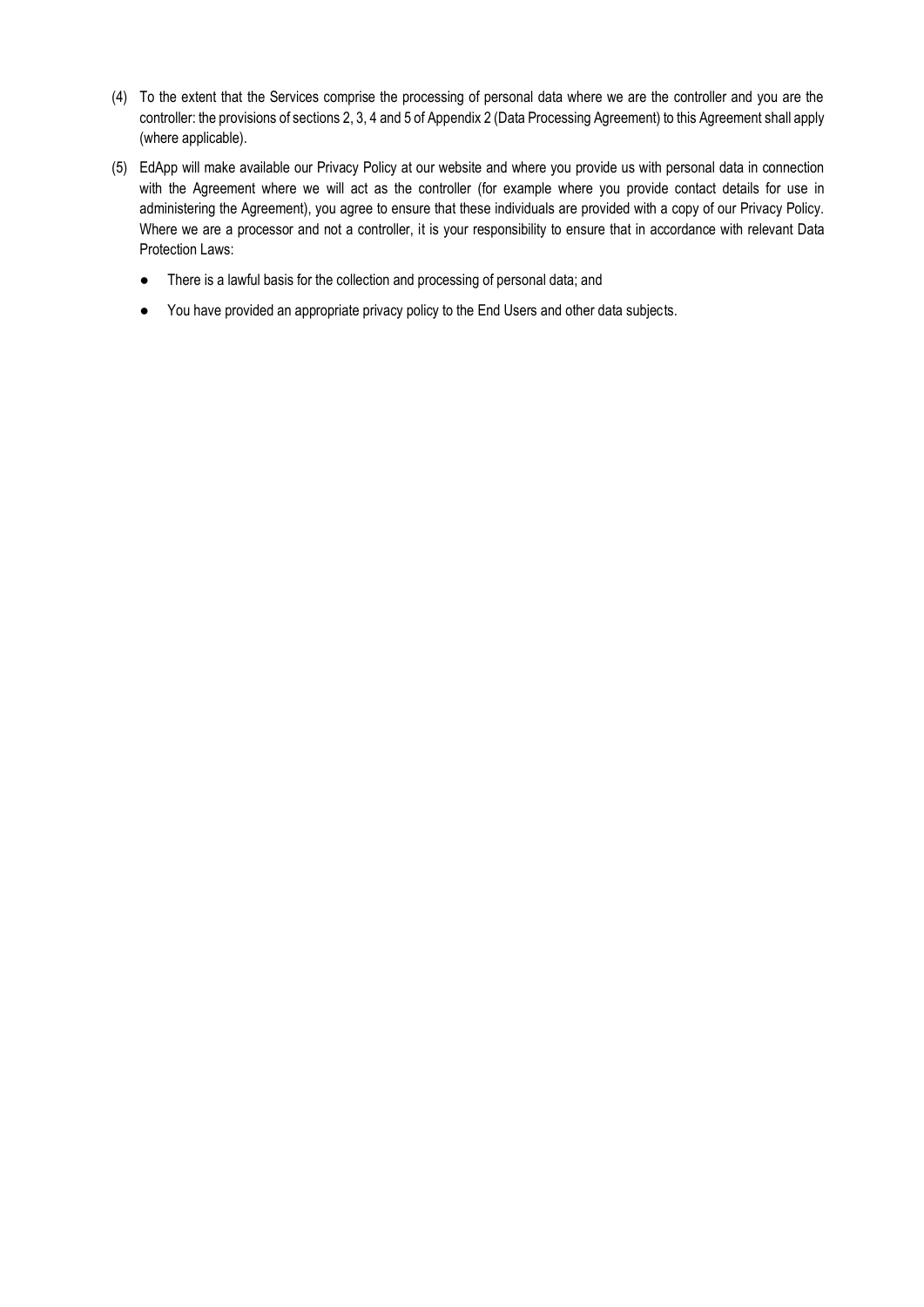(4) To the extent that the Services comprise the processing of personal data where we are the controller and you are the controller: the provisions of sections 2, 3, 4 and 5 of Appendix 2 (Data Processing Agreement) to this Agreement shall apply (where applicable).

(5) EdApp will make available our Privacy Policy at our website and where you provide us with personal data in connection with the Agreement where we will act as the controller (for example where you provide contact details for use in administering the Agreement), you agree to ensure that these individuals are provided with a copy of our Privacy Policy. Where we are a processor and not a controller, it is your responsibility to ensure that in accordance with relevant Data Protection Laws:

- There is a lawful basis for the collection and processing of personal data; and
- You have provided an appropriate privacy policy to the End Users and other data subjects.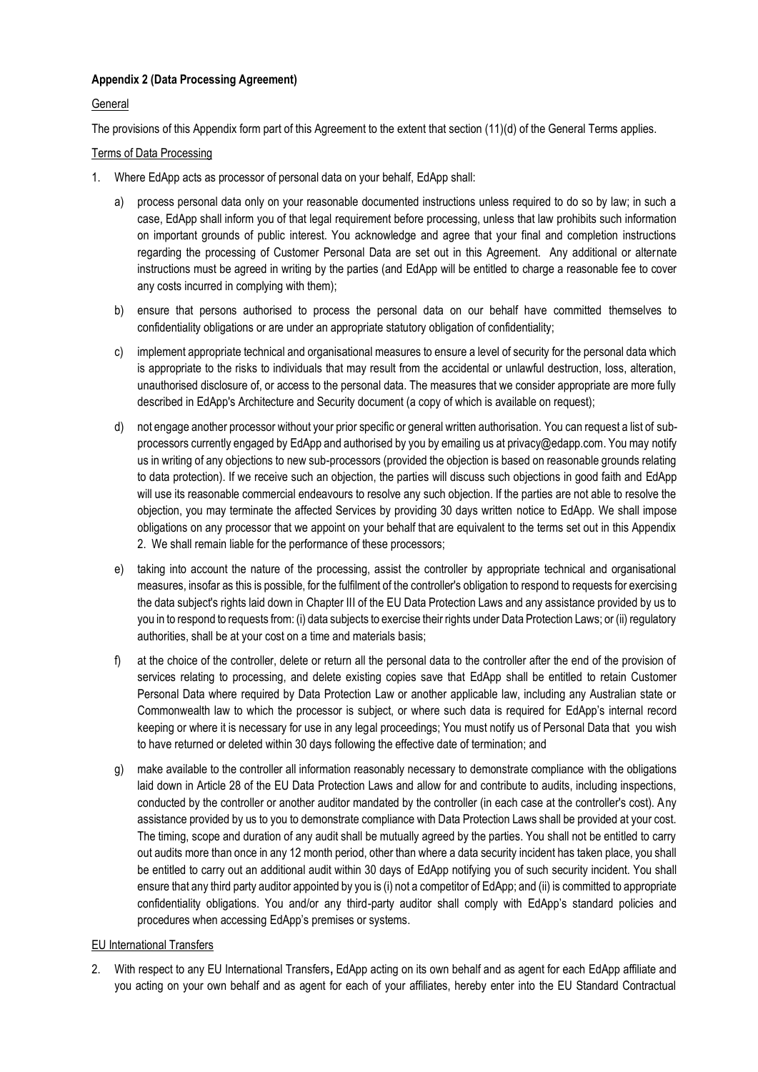**Appendix 2 (Data Processing Agreement)**

General

The provisions of this Appendix form part of this Agreement to the extent that section (11)(d) of the General Terms applies.

Terms of Data Processing

1. Where EdApp acts as processor of personal data on your behalf, EdApp shall:

   a) process personal data only on your reasonable documented instructions unless required to do so by law; in such a case, EdApp shall inform you of that legal requirement before processing, unless that law prohibits such information on important grounds of public interest. You acknowledge and agree that your final and completion instructions regarding the processing of Customer Personal Data are set out in this Agreement. Any additional or alternate instructions must be agreed in writing by the parties (and EdApp will be entitled to charge a reasonable fee to cover any costs incurred in complying with them);

   b) ensure that persons authorised to process the personal data on our behalf have committed themselves to confidentiality obligations or are under an appropriate statutory obligation of confidentiality;

   c) implement appropriate technical and organisational measures to ensure a level of security for the personal data which is appropriate to the risks to individuals that may result from the accidental or unlawful destruction, loss, alteration, unauthorised disclosure of, or access to the personal data. The measures that we consider appropriate are more fully described in EdApp's Architecture and Security document (a copy of which is available on request);

   d) not engage another processor without your prior specific or general written authorisation. You can request a list of sub-processors currently engaged by EdApp and authorised by you by emailing us at privacy@edapp.com. You may notify us in writing of any objections to new sub-processors (provided the objection is based on reasonable grounds relating to data protection). If we receive such an objection, the parties will discuss such objections in good faith and EdApp will use its reasonable commercial endeavours to resolve any such objection. If the parties are not able to resolve the objection, you may terminate the affected Services by providing 30 days written notice to EdApp. We shall impose obligations on any processor that we appoint on your behalf that are equivalent to the terms set out in this Appendix 2. We shall remain liable for the performance of these processors;

   e) taking into account the nature of the processing, assist the controller by appropriate technical and organisational measures, insofar as this is possible, for the fulfilment of the controller's obligation to respond to requests for exercising the data subject's rights laid down in Chapter III of the EU Data Protection Laws and any assistance provided by us to you in to respond to requests from: (i) data subjects to exercise their rights under Data Protection Laws; or (ii) regulatory authorities, shall be at your cost on a time and materials basis;

   f) at the choice of the controller, delete or return all the personal data to the controller after the end of the provision of services relating to processing, and delete existing copies save that EdApp shall be entitled to retain Customer Personal Data where required by Data Protection Law or another applicable law, including any Australian state or Commonwealth law to which the processor is subject, or where such data is required for EdApp's internal record keeping or where it is necessary for use in any legal proceedings; You must notify us of Personal Data that you wish to have returned or deleted within 30 days following the effective date of termination; and

   g) make available to the controller all information reasonably necessary to demonstrate compliance with the obligations laid down in Article 28 of the EU Data Protection Laws and allow for and contribute to audits, including inspections, conducted by the controller or another auditor mandated by the controller (in each case at the controller's cost). Any assistance provided by us to you to demonstrate compliance with Data Protection Laws shall be provided at your cost. The timing, scope and duration of any audit shall be mutually agreed by the parties. You shall not be entitled to carry out audits more than once in any 12 month period, other than where a data security incident has taken place, you shall be entitled to carry out an additional audit within 30 days of EdApp notifying you of such security incident. You shall ensure that any third party auditor appointed by you is (i) not a competitor of EdApp; and (ii) is committed to appropriate confidentiality obligations. You and/or any third-party auditor shall comply with EdApp's standard policies and procedures when accessing EdApp's premises or systems.

EU International Transfers

2. With respect to any EU International Transfers**,** EdApp acting on its own behalf and as agent for each EdApp affiliate and you acting on your own behalf and as agent for each of your affiliates, hereby enter into the EU Standard Contractual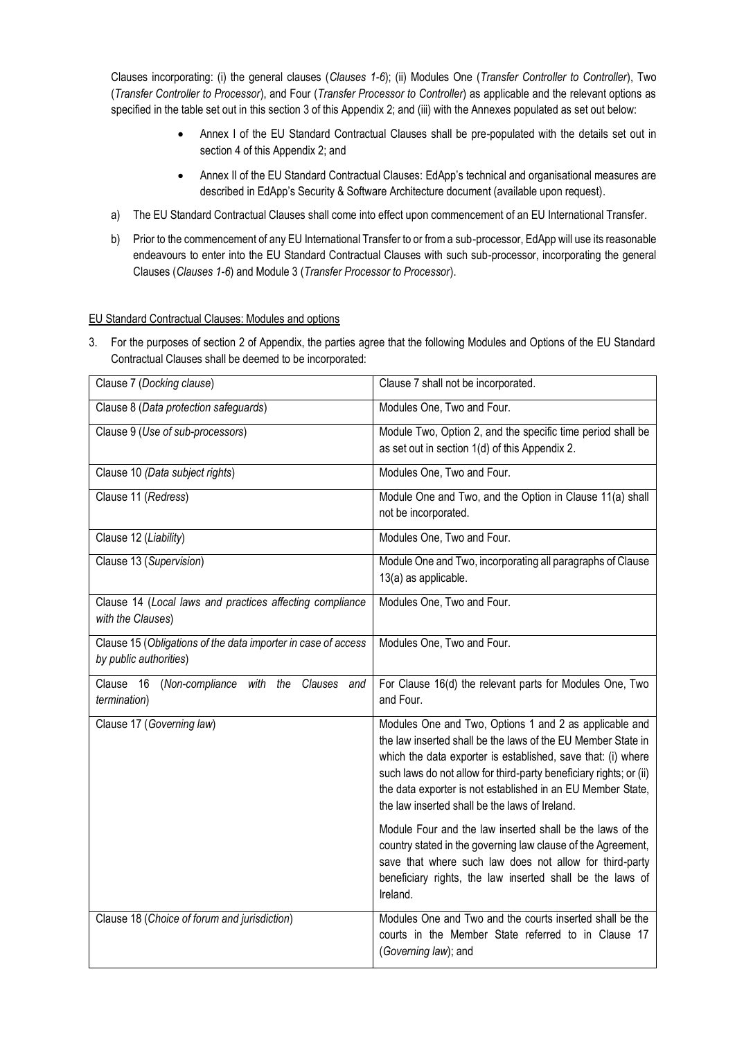Clauses incorporating: (i) the general clauses (*Clauses 1-6*); (ii) Modules One (*Transfer Controller to Controller*), Two (*Transfer Controller to Processor*), and Four (*Transfer Processor to Controller*) as applicable and the relevant options as specified in the table set out in this section 3 of this Appendix 2; and (iii) with the Annexes populated as set out below:

- Annex I of the EU Standard Contractual Clauses shall be pre-populated with the details set out in section 4 of this Appendix 2; and
- Annex II of the EU Standard Contractual Clauses: EdApp's technical and organisational measures are described in EdApp's Security & Software Architecture document (available upon request).

a) The EU Standard Contractual Clauses shall come into effect upon commencement of an EU International Transfer.

b) Prior to the commencement of any EU International Transfer to or from a sub-processor, EdApp will use its reasonable endeavours to enter into the EU Standard Contractual Clauses with such sub-processor, incorporating the general Clauses (*Clauses 1-6*) and Module 3 (*Transfer Processor to Processor*).

EU Standard Contractual Clauses: Modules and options

3. For the purposes of section 2 of Appendix, the parties agree that the following Modules and Options of the EU Standard Contractual Clauses shall be deemed to be incorporated:

| Clause | Modules and options |
|---|---|
| Clause 7 (*Docking clause*) | Clause 7 shall not be incorporated. |
| Clause 8 (*Data protection safeguards*) | Modules One, Two and Four. |
| Clause 9 (*Use of sub-processors*) | Module Two, Option 2, and the specific time period shall be as set out in section 1(d) of this Appendix 2. |
| Clause 10 *(Data subject rights*) | Modules One, Two and Four. |
| Clause 11 (*Redress*) | Module One and Two, and the Option in Clause 11(a) shall not be incorporated. |
| Clause 12 (*Liability*) | Modules One, Two and Four. |
| Clause 13 (*Supervision*) | Module One and Two, incorporating all paragraphs of Clause 13(a) as applicable. |
| Clause 14 (*Local laws and practices affecting compliance with the Clauses*) | Modules One, Two and Four. |
| Clause 15 (*Obligations of the data importer in case of access by public authorities*) | Modules One, Two and Four. |
| Clause 16 (*Non-compliance with the Clauses and termination*) | For Clause 16(d) the relevant parts for Modules One, Two and Four. |
| Clause 17 (*Governing law*) | Modules One and Two, Options 1 and 2 as applicable and the law inserted shall be the laws of the EU Member State in which the data exporter is established, save that: (i) where such laws do not allow for third-party beneficiary rights; or (ii) the data exporter is not established in an EU Member State, the law inserted shall be the laws of Ireland.<br><br>Module Four and the law inserted shall be the laws of the country stated in the governing law clause of the Agreement, save that where such law does not allow for third-party beneficiary rights, the law inserted shall be the laws of Ireland. |
| Clause 18 (*Choice of forum and jurisdiction*) | Modules One and Two and the courts inserted shall be the courts in the Member State referred to in Clause 17 (*Governing law*); and |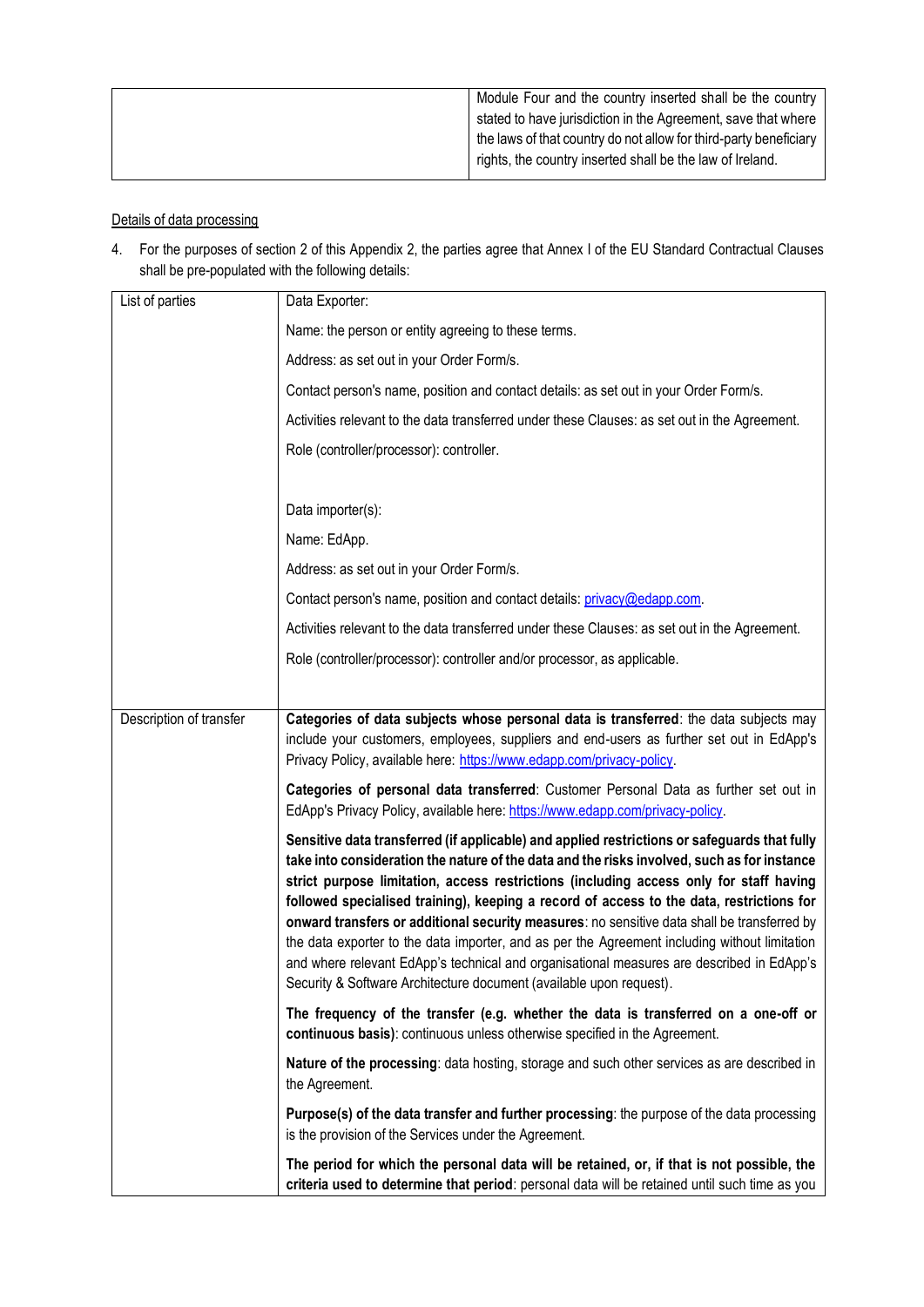| | |
|---|---|
| | Module Four and the country inserted shall be the country stated to have jurisdiction in the Agreement, save that where the laws of that country do not allow for third-party beneficiary rights, the country inserted shall be the law of Ireland. |

Details of data processing

4. For the purposes of section 2 of this Appendix 2, the parties agree that Annex I of the EU Standard Contractual Clauses shall be pre-populated with the following details:

| | |
|---|---|
| List of parties | Data Exporter:<br><br>Name: the person or entity agreeing to these terms.<br><br>Address: as set out in your Order Form/s.<br><br>Contact person's name, position and contact details: as set out in your Order Form/s.<br><br>Activities relevant to the data transferred under these Clauses: as set out in the Agreement.<br><br>Role (controller/processor): controller.<br><br>Data importer(s):<br><br>Name: EdApp.<br><br>Address: as set out in your Order Form/s.<br><br>Contact person's name, position and contact details: privacy@edapp.com.<br><br>Activities relevant to the data transferred under these Clauses: as set out in the Agreement.<br><br>Role (controller/processor): controller and/or processor, as applicable. |
| Description of transfer | **Categories of data subjects whose personal data is transferred**: the data subjects may include your customers, employees, suppliers and end-users as further set out in EdApp's Privacy Policy, available here: https://www.edapp.com/privacy-policy.<br><br>**Categories of personal data transferred**: Customer Personal Data as further set out in EdApp's Privacy Policy, available here: https://www.edapp.com/privacy-policy.<br><br>**Sensitive data transferred (if applicable) and applied restrictions or safeguards that fully take into consideration the nature of the data and the risks involved, such as for instance strict purpose limitation, access restrictions (including access only for staff having followed specialised training), keeping a record of access to the data, restrictions for onward transfers or additional security measures**: no sensitive data shall be transferred by the data exporter to the data importer, and as per the Agreement including without limitation and where relevant EdApp's technical and organisational measures are described in EdApp's Security & Software Architecture document (available upon request).<br><br>**The frequency of the transfer (e.g. whether the data is transferred on a one-off or continuous basis)**: continuous unless otherwise specified in the Agreement.<br><br>**Nature of the processing**: data hosting, storage and such other services as are described in the Agreement.<br><br>**Purpose(s) of the data transfer and further processing**: the purpose of the data processing is the provision of the Services under the Agreement.<br><br>**The period for which the personal data will be retained, or, if that is not possible, the criteria used to determine that period**: personal data will be retained until such time as you |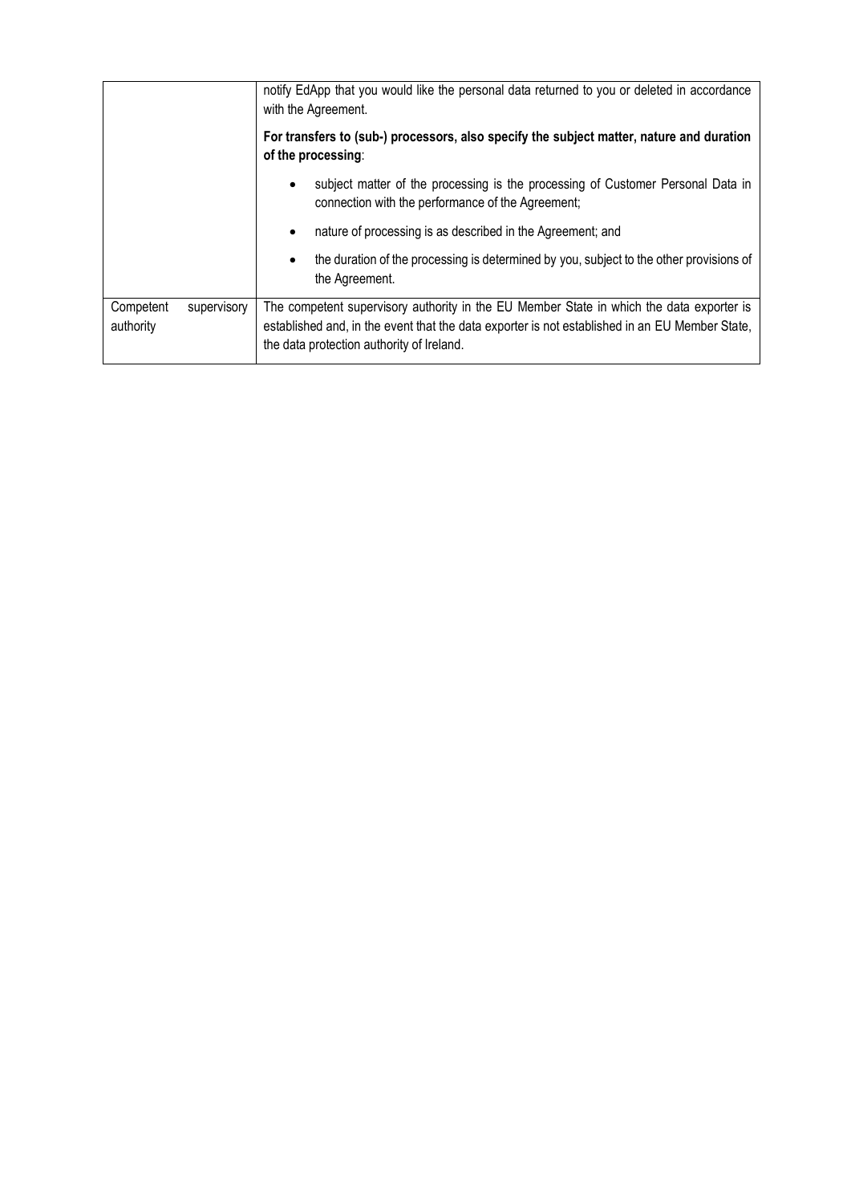| | |
|---|---|
| | notify EdApp that you would like the personal data returned to you or deleted in accordance with the Agreement.<br><br>**For transfers to (sub-) processors, also specify the subject matter, nature and duration of the processing**:<br><br>• subject matter of the processing is the processing of Customer Personal Data in connection with the performance of the Agreement;<br>• nature of processing is as described in the Agreement; and<br>• the duration of the processing is determined by you, subject to the other provisions of the Agreement. |
| Competent supervisory authority | The competent supervisory authority in the EU Member State in which the data exporter is established and, in the event that the data exporter is not established in an EU Member State, the data protection authority of Ireland. |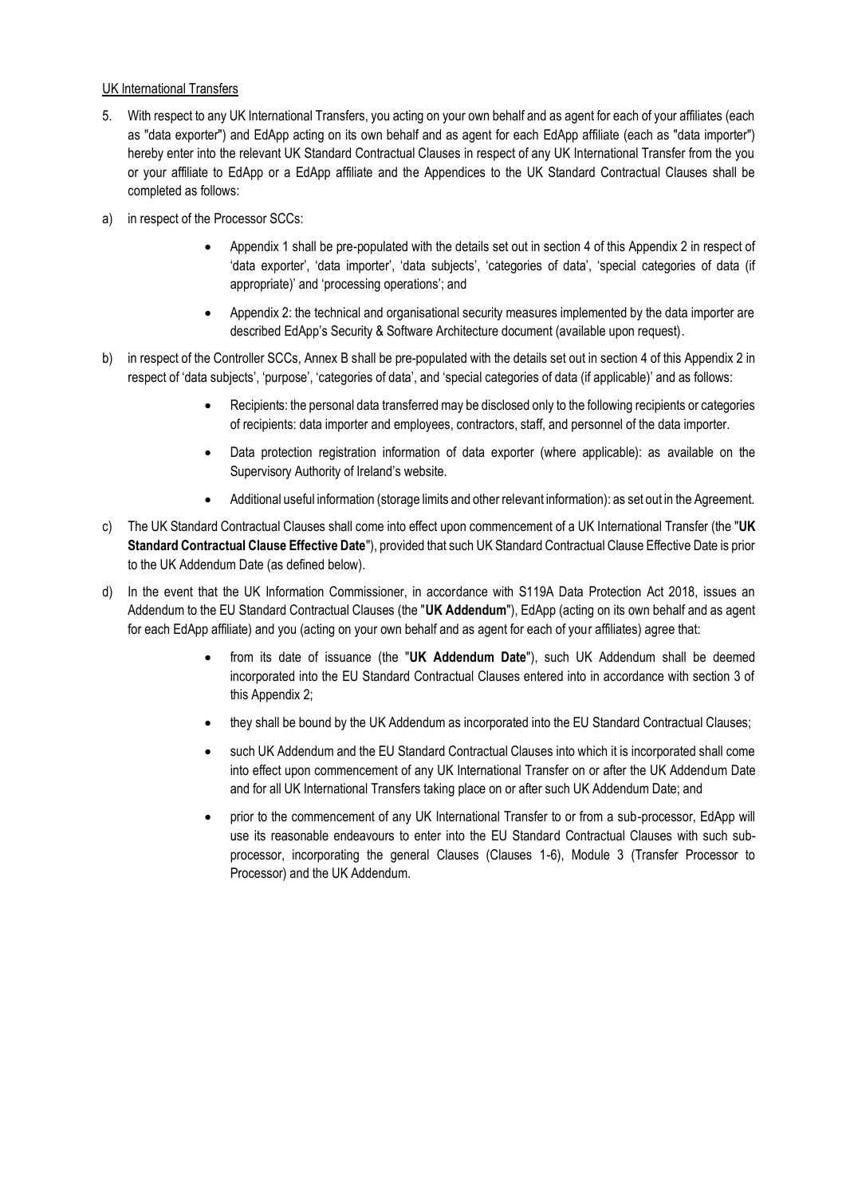UK International Transfers

5. With respect to any UK International Transfers, you acting on your own behalf and as agent for each of your affiliates (each as "data exporter") and EdApp acting on its own behalf and as agent for each EdApp affiliate (each as "data importer") hereby enter into the relevant UK Standard Contractual Clauses in respect of any UK International Transfer from the you or your affiliate to EdApp or a EdApp affiliate and the Appendices to the UK Standard Contractual Clauses shall be completed as follows:

a) in respect of the Processor SCCs:

- Appendix 1 shall be pre-populated with the details set out in section 4 of this Appendix 2 in respect of 'data exporter', 'data importer', 'data subjects', 'categories of data', 'special categories of data (if appropriate)' and 'processing operations'; and
- Appendix 2: the technical and organisational security measures implemented by the data importer are described EdApp's Security & Software Architecture document (available upon request).

b) in respect of the Controller SCCs, Annex B shall be pre-populated with the details set out in section 4 of this Appendix 2 in respect of 'data subjects', 'purpose', 'categories of data', and 'special categories of data (if applicable)' and as follows:

- Recipients: the personal data transferred may be disclosed only to the following recipients or categories of recipients: data importer and employees, contractors, staff, and personnel of the data importer.
- Data protection registration information of data exporter (where applicable): as available on the Supervisory Authority of Ireland's website.
- Additional useful information (storage limits and other relevant information): as set out in the Agreement.

c) The UK Standard Contractual Clauses shall come into effect upon commencement of a UK International Transfer (the "**UK Standard Contractual Clause Effective Date**"), provided that such UK Standard Contractual Clause Effective Date is prior to the UK Addendum Date (as defined below).

d) In the event that the UK Information Commissioner, in accordance with S119A Data Protection Act 2018, issues an Addendum to the EU Standard Contractual Clauses (the "**UK Addendum**"), EdApp (acting on its own behalf and as agent for each EdApp affiliate) and you (acting on your own behalf and as agent for each of your affiliates) agree that:

- from its date of issuance (the "**UK Addendum Date**"), such UK Addendum shall be deemed incorporated into the EU Standard Contractual Clauses entered into in accordance with section 3 of this Appendix 2;
- they shall be bound by the UK Addendum as incorporated into the EU Standard Contractual Clauses;
- such UK Addendum and the EU Standard Contractual Clauses into which it is incorporated shall come into effect upon commencement of any UK International Transfer on or after the UK Addendum Date and for all UK International Transfers taking place on or after such UK Addendum Date; and
- prior to the commencement of any UK International Transfer to or from a sub-processor, EdApp will use its reasonable endeavours to enter into the EU Standard Contractual Clauses with such sub-processor, incorporating the general Clauses (Clauses 1-6), Module 3 (Transfer Processor to Processor) and the UK Addendum.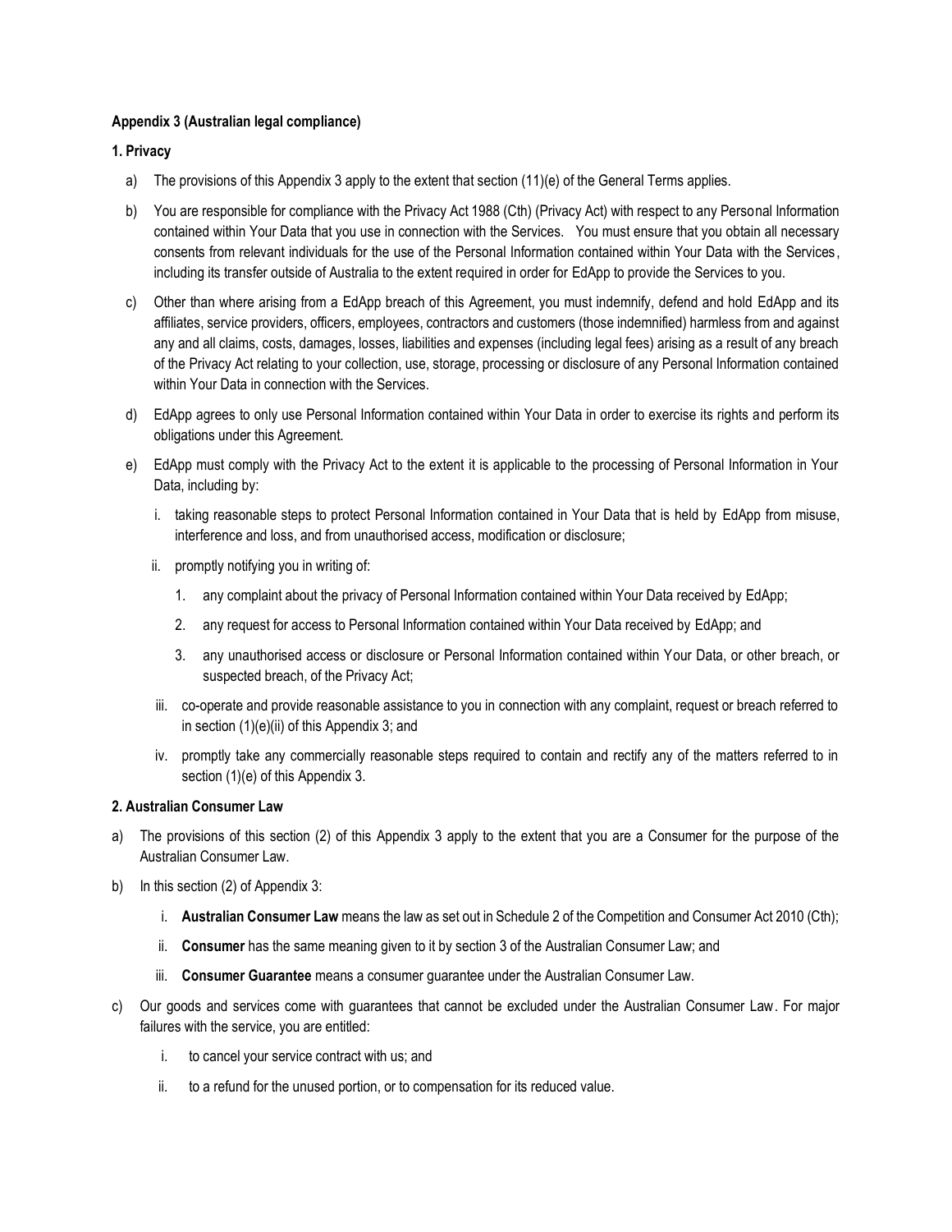**Appendix 3 (Australian legal compliance)**

**1. Privacy**

a) The provisions of this Appendix 3 apply to the extent that section (11)(e) of the General Terms applies.

b) You are responsible for compliance with the Privacy Act 1988 (Cth) (Privacy Act) with respect to any Personal Information contained within Your Data that you use in connection with the Services. You must ensure that you obtain all necessary consents from relevant individuals for the use of the Personal Information contained within Your Data with the Services, including its transfer outside of Australia to the extent required in order for EdApp to provide the Services to you.

c) Other than where arising from a EdApp breach of this Agreement, you must indemnify, defend and hold EdApp and its affiliates, service providers, officers, employees, contractors and customers (those indemnified) harmless from and against any and all claims, costs, damages, losses, liabilities and expenses (including legal fees) arising as a result of any breach of the Privacy Act relating to your collection, use, storage, processing or disclosure of any Personal Information contained within Your Data in connection with the Services.

d) EdApp agrees to only use Personal Information contained within Your Data in order to exercise its rights and perform its obligations under this Agreement.

e) EdApp must comply with the Privacy Act to the extent it is applicable to the processing of Personal Information in Your Data, including by:

   i. taking reasonable steps to protect Personal Information contained in Your Data that is held by EdApp from misuse, interference and loss, and from unauthorised access, modification or disclosure;

   ii. promptly notifying you in writing of:

      1. any complaint about the privacy of Personal Information contained within Your Data received by EdApp;

      2. any request for access to Personal Information contained within Your Data received by EdApp; and

      3. any unauthorised access or disclosure or Personal Information contained within Your Data, or other breach, or suspected breach, of the Privacy Act;

   iii. co-operate and provide reasonable assistance to you in connection with any complaint, request or breach referred to in section (1)(e)(ii) of this Appendix 3; and

   iv. promptly take any commercially reasonable steps required to contain and rectify any of the matters referred to in section (1)(e) of this Appendix 3.

**2. Australian Consumer Law**

a) The provisions of this section (2) of this Appendix 3 apply to the extent that you are a Consumer for the purpose of the Australian Consumer Law.

b) In this section (2) of Appendix 3:

   i. **Australian Consumer Law** means the law as set out in Schedule 2 of the Competition and Consumer Act 2010 (Cth);

   ii. **Consumer** has the same meaning given to it by section 3 of the Australian Consumer Law; and

   iii. **Consumer Guarantee** means a consumer guarantee under the Australian Consumer Law.

c) Our goods and services come with guarantees that cannot be excluded under the Australian Consumer Law. For major failures with the service, you are entitled:

   i. to cancel your service contract with us; and

   ii. to a refund for the unused portion, or to compensation for its reduced value.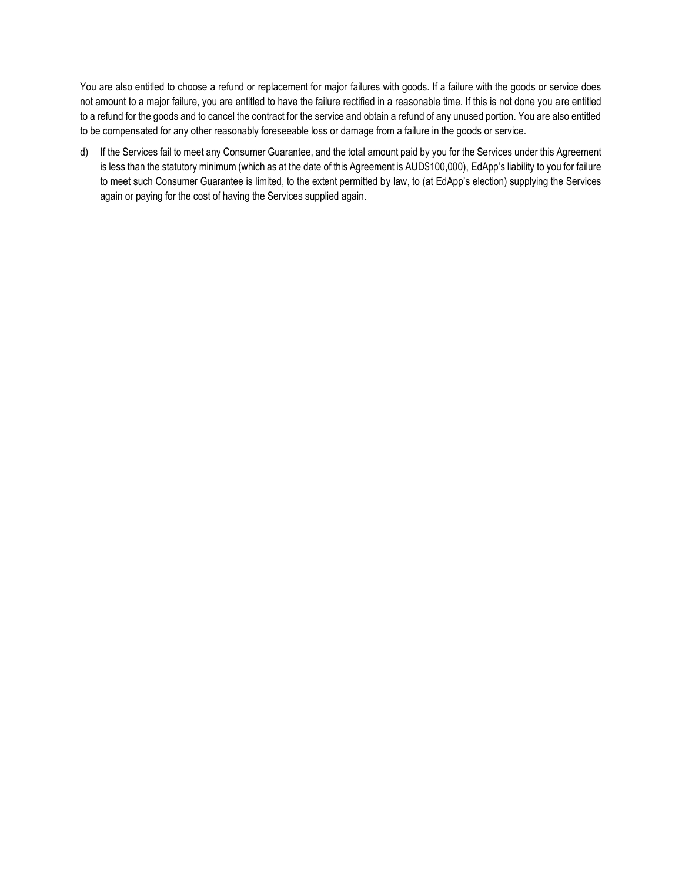You are also entitled to choose a refund or replacement for major failures with goods. If a failure with the goods or service does not amount to a major failure, you are entitled to have the failure rectified in a reasonable time. If this is not done you are entitled to a refund for the goods and to cancel the contract for the service and obtain a refund of any unused portion. You are also entitled to be compensated for any other reasonably foreseeable loss or damage from a failure in the goods or service.

d) If the Services fail to meet any Consumer Guarantee, and the total amount paid by you for the Services under this Agreement is less than the statutory minimum (which as at the date of this Agreement is AUD$100,000), EdApp's liability to you for failure to meet such Consumer Guarantee is limited, to the extent permitted by law, to (at EdApp's election) supplying the Services again or paying for the cost of having the Services supplied again.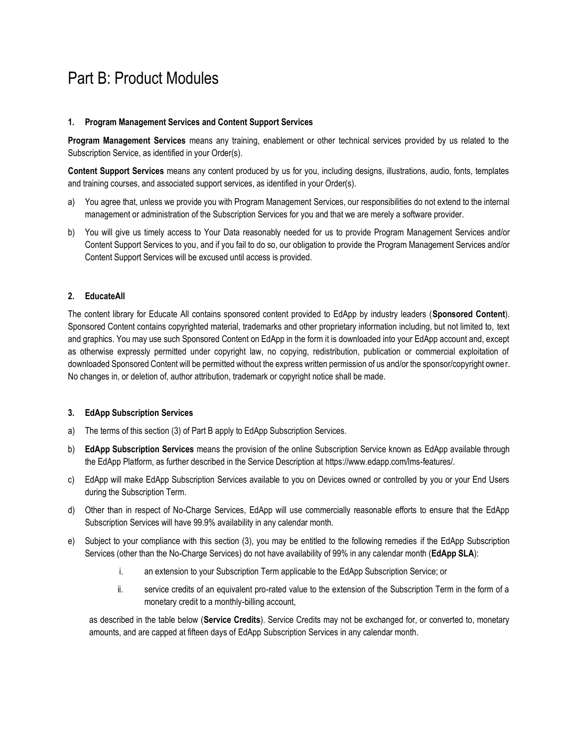# Part B: Product Modules

**1. Program Management Services and Content Support Services**

**Program Management Services** means any training, enablement or other technical services provided by us related to the Subscription Service, as identified in your Order(s).

**Content Support Services** means any content produced by us for you, including designs, illustrations, audio, fonts, templates and training courses, and associated support services, as identified in your Order(s).

a) You agree that, unless we provide you with Program Management Services, our responsibilities do not extend to the internal management or administration of the Subscription Services for you and that we are merely a software provider.

b) You will give us timely access to Your Data reasonably needed for us to provide Program Management Services and/or Content Support Services to you, and if you fail to do so, our obligation to provide the Program Management Services and/or Content Support Services will be excused until access is provided.

**2. EducateAll**

The content library for Educate All contains sponsored content provided to EdApp by industry leaders (**Sponsored Content**). Sponsored Content contains copyrighted material, trademarks and other proprietary information including, but not limited to, text and graphics. You may use such Sponsored Content on EdApp in the form it is downloaded into your EdApp account and, except as otherwise expressly permitted under copyright law, no copying, redistribution, publication or commercial exploitation of downloaded Sponsored Content will be permitted without the express written permission of us and/or the sponsor/copyright owner. No changes in, or deletion of, author attribution, trademark or copyright notice shall be made.

**3. EdApp Subscription Services**

a) The terms of this section (3) of Part B apply to EdApp Subscription Services.

b) **EdApp Subscription Services** means the provision of the online Subscription Service known as EdApp available through the EdApp Platform, as further described in the Service Description at https://www.edapp.com/lms-features/.

c) EdApp will make EdApp Subscription Services available to you on Devices owned or controlled by you or your End Users during the Subscription Term.

d) Other than in respect of No-Charge Services, EdApp will use commercially reasonable efforts to ensure that the EdApp Subscription Services will have 99.9% availability in any calendar month.

e) Subject to your compliance with this section (3), you may be entitled to the following remedies if the EdApp Subscription Services (other than the No-Charge Services) do not have availability of 99% in any calendar month (**EdApp SLA**):

   i. an extension to your Subscription Term applicable to the EdApp Subscription Service; or

   ii. service credits of an equivalent pro-rated value to the extension of the Subscription Term in the form of a monetary credit to a monthly-billing account,

   as described in the table below (**Service Credits**). Service Credits may not be exchanged for, or converted to, monetary amounts, and are capped at fifteen days of EdApp Subscription Services in any calendar month.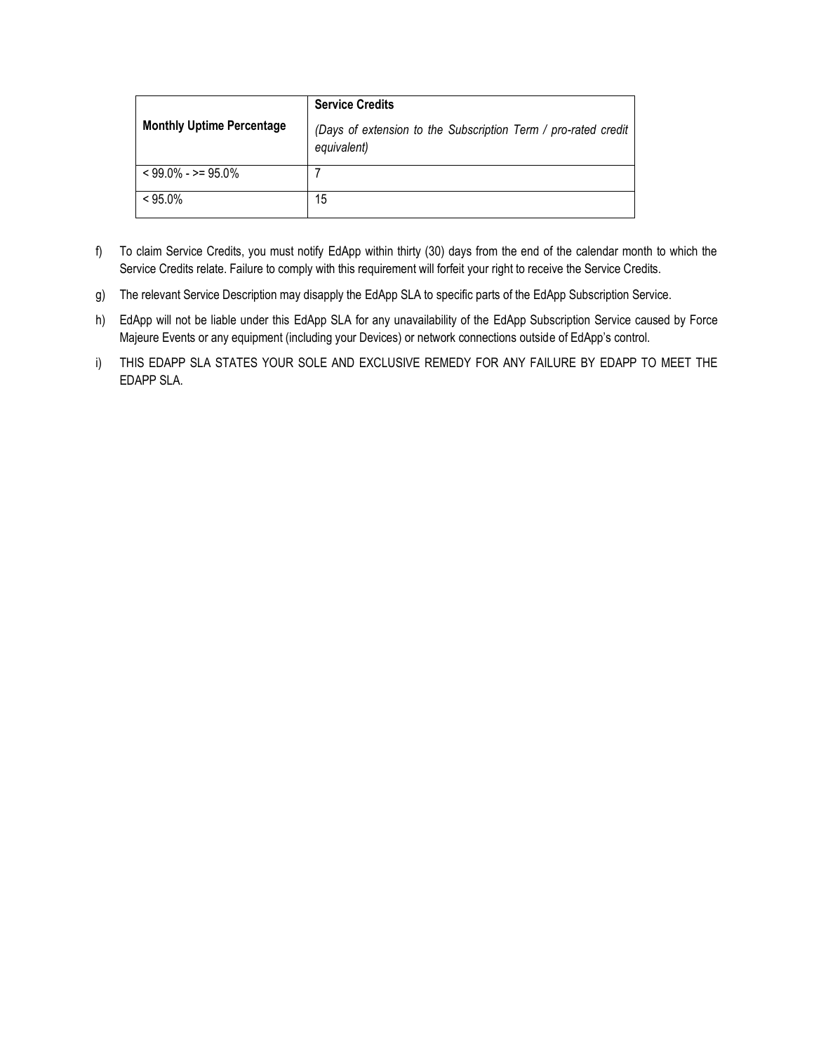| Monthly Uptime Percentage | **Service Credits**<br>*(Days of extension to the Subscription Term / pro-rated credit equivalent)* |
|---|---|
| < 99.0% - >= 95.0% | 7 |
| < 95.0% | 15 |

f) To claim Service Credits, you must notify EdApp within thirty (30) days from the end of the calendar month to which the Service Credits relate. Failure to comply with this requirement will forfeit your right to receive the Service Credits.

g) The relevant Service Description may disapply the EdApp SLA to specific parts of the EdApp Subscription Service.

h) EdApp will not be liable under this EdApp SLA for any unavailability of the EdApp Subscription Service caused by Force Majeure Events or any equipment (including your Devices) or network connections outside of EdApp's control.

i) THIS EDAPP SLA STATES YOUR SOLE AND EXCLUSIVE REMEDY FOR ANY FAILURE BY EDAPP TO MEET THE EDAPP SLA.